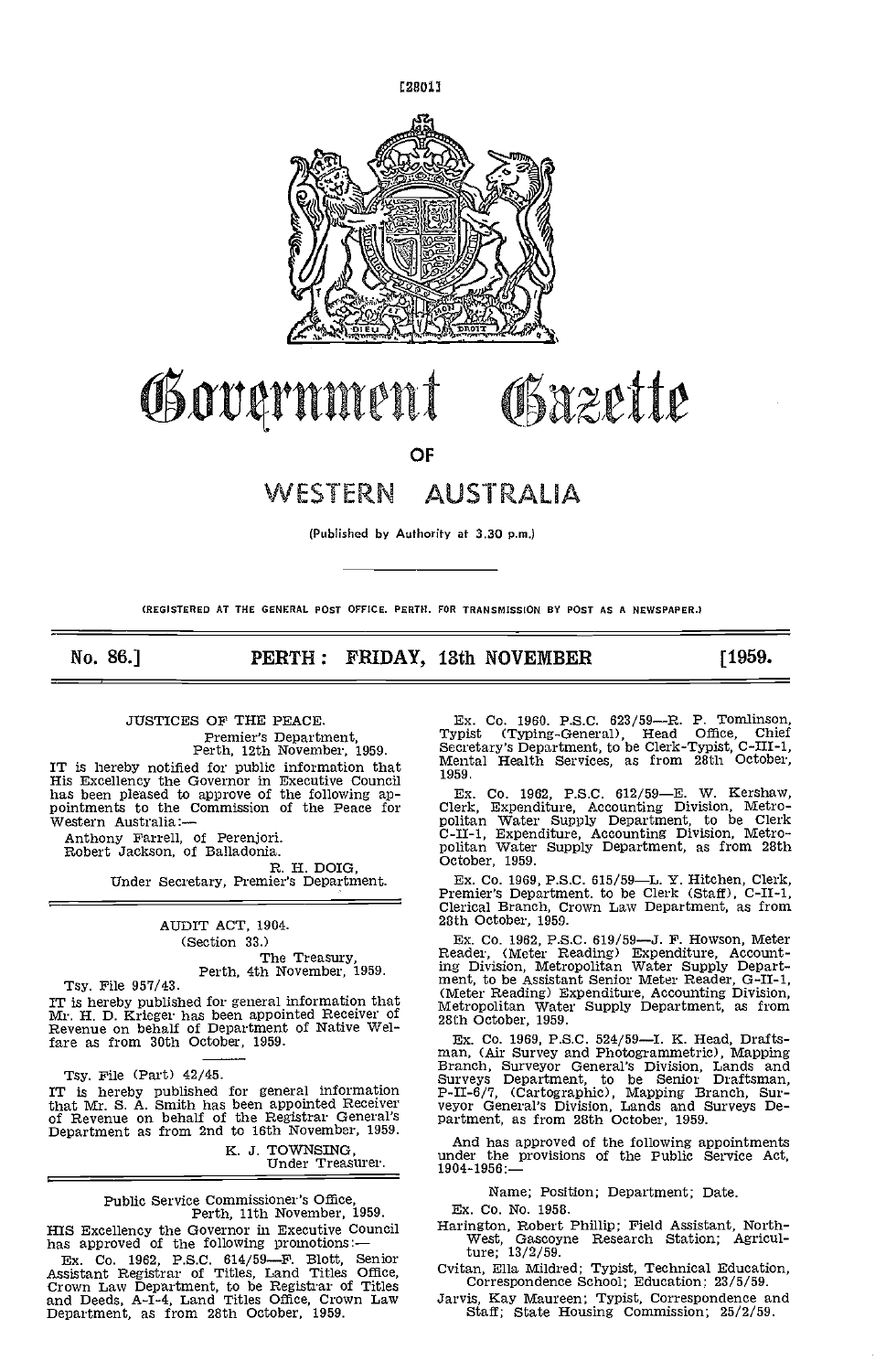[2801]

# Government Gazette

OF

# WESTERN AUSTRALIA

(Published by Authority at 3.30 p.m.)

(REGISTERED AT THE GENERAL POST OFFICE, PERTH, FOR TRANSMISSION BY POST AS A NEWSPAPER.)

**No. 86.] PERTH: FRIDAY, 13th NOVEMBER [1959.**

JUSTICES OF THE PEACE.

Premier's Department,
Perth, 12th November, 1959.

IT is hereby notified for public information that His Excellency the Governor in Executive Council has been pleased to approve of the following appointments to the Commission of the Peace for Western Australia:—

Anthony Farrell, of Perenjori.
Robert Jackson, of Balladonia.

R. H. DOIG,
Under Secretary, Premier's Department.

AUDIT ACT, 1904.
(Section 33.)

The Treasury,
Perth, 4th November, 1959.

Tsy. File 957/43.

IT is hereby published for general information that Mr. H. D. Krieger has been appointed Receiver of Revenue on behalf of Department of Native Welfare as from 30th October, 1959.

Tsy. File (Part) 42/45.

IT is hereby published for general information that Mr. S. A. Smith has been appointed Receiver of Revenue on behalf of the Registrar General's Department as from 2nd to 16th November, 1959.

K. J. TOWNSING,
Under Treasurer.

Public Service Commissioner's Office,
Perth, 11th November, 1959.

HIS Excellency the Governor in Executive Council has approved of the following promotions:—

Ex. Co. 1962, P.S.C. 614/59—F. Blott, Senior Assistant Registrar of Titles, Land Titles Office, Crown Law Department, to be Registrar of Titles and Deeds, A-I-4, Land Titles Office, Crown Law Department, as from 28th October, 1959.

Ex. Co. 1960. P.S.C. 623/59—R. P. Tomlinson, Typist (Typing-General), Head Office, Chief Secretary's Department, to be Clerk-Typist, C-III-1, Mental Health Services, as from 28th October, 1959.

Ex. Co. 1962, P.S.C. 612/59—E. W. Kershaw, Clerk, Expenditure, Accounting Division, Metropolitan Water Supply Department, to be Clerk C-II-1, Expenditure, Accounting Division, Metropolitan Water Supply Department, as from 28th October, 1959.

Ex. Co. 1969, P.S.C. 615/59—L. Y. Hitchen, Clerk, Premier's Department. to be Clerk (Staff), C-II-1, Clerical Branch, Crown Law Department, as from 28th October, 1959.

Ex. Co. 1962, P.S.C. 619/59—J. F. Howson, Meter Reader, (Meter Reading) Expenditure, Accounting Division, Metropolitan Water Supply Department, to be Assistant Senior Meter Reader, G-II-1, (Meter Reading) Expenditure, Accounting Division, Metropolitan Water Supply Department, as from 28th October, 1959.

Ex. Co. 1969, P.S.C. 524/59—I. K. Head, Draftsman, (Air Survey and Photogrammetric), Mapping Branch, Surveyor General's Division, Lands and Surveys Department, to be Senior Draftsman, P-II-6/7, (Cartographic), Mapping Branch, Surveyor General's Division, Lands and Surveys Department, as from 28th October, 1959.

And has approved of the following appointments under the provisions of the Public Service Act, 1904-1956:—

Name; Position; Department; Date.

Ex. Co. No. 1958.

Harington, Robert Phillip; Field Assistant, North-West, Gascoyne Research Station; Agriculture; 13/2/59.

Cvitan, Ella Mildred; Typist, Technical Education, Correspondence School; Education; 23/5/59.

Jarvis, Kay Maureen; Typist, Correspondence and Staff; State Housing Commission; 25/2/59.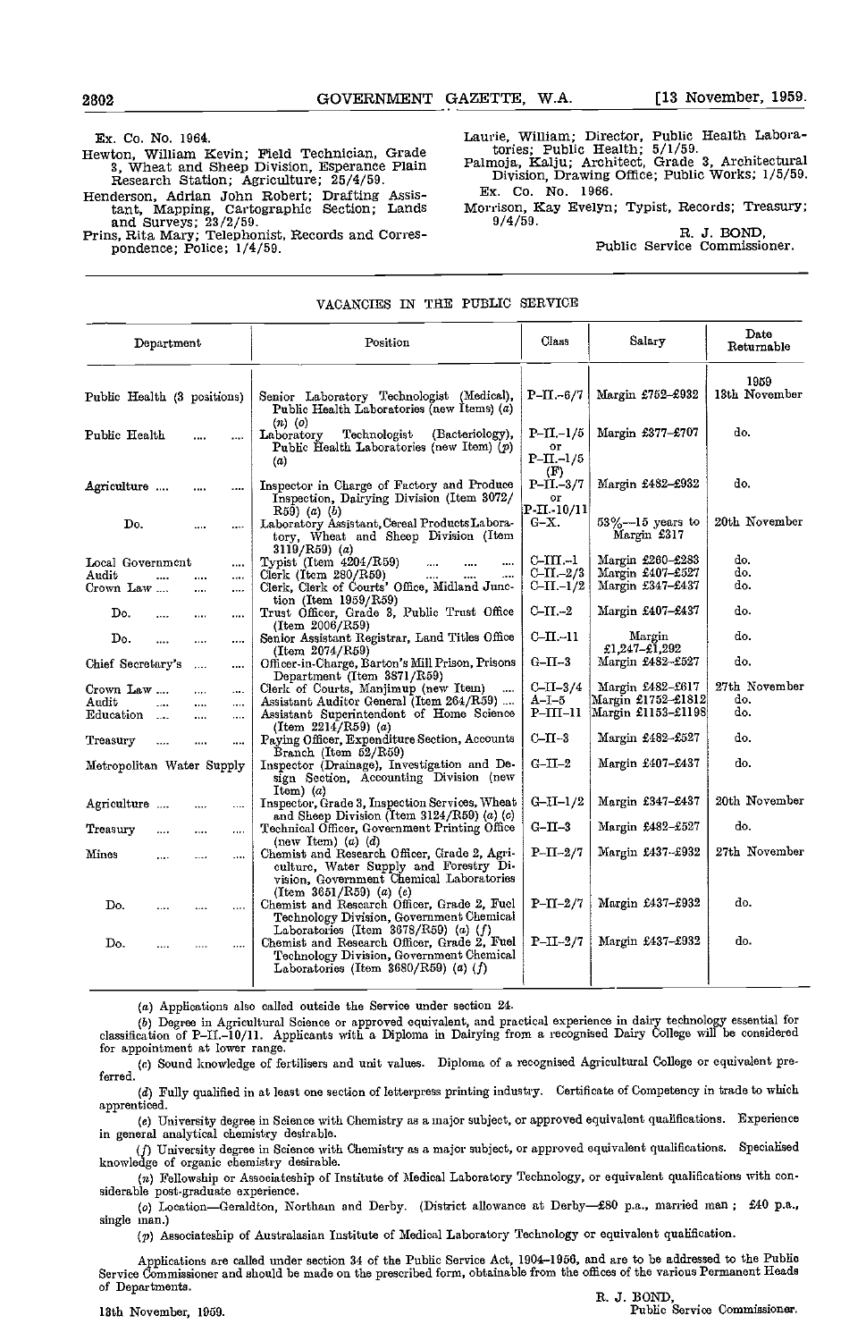Ex. Co. No. 1964.

Hewton, William Kevin; Field Technician, Grade 3, Wheat and Sheep Division, Esperance Plain Research Station; Agriculture; 25/4/59.

Henderson, Adrian John Robert; Drafting Assistant, Mapping, Cartographic Section; Lands and Surveys; 23/2/59.

Prins, Rita Mary; Telephonist, Records and Correspondence; Police; 1/4/59.

Laurie, William; Director, Public Health Laboratories; Public Health; 5/1/59.

Palmoja, Kalju; Architect, Grade 3, Architectural Division, Drawing Office; Public Works; 1/5/59.

Ex. Co. No. 1966.

Morrison, Kay Evelyn; Typist, Records; Treasury; 9/4/59.

R. J. BOND,
Public Service Commissioner.

---

## VACANCIES IN THE PUBLIC SERVICE

| Department | Position | Class | Salary | Date Returnable |
|---|---|---|---|---|
| | | | | 1959 |
| Public Health (3 positions) | Senior Laboratory Technologist (Medical), Public Health Laboratories (new Items) (a) (n) (o) | P-II.-6/7 | Margin £752-£932 | 13th November |
| Public Health | Laboratory Technologist (Bacteriology), Public Health Laboratories (new Item) (p) (a) | P-II.-1/5 or P-II.-1/5 (F) | Margin £377-£707 | do. |
| Agriculture | Inspector in Charge of Factory and Produce Inspection, Dairying Division (Item 3072/R59) (a) (b) | P-II.-3/7 or P-II.-10/11 | Margin £482-£932 | do. |
| Do. | Laboratory Assistant, Cereal Products Laboratory, Wheat and Sheep Division (Item 3119/R59) (a) | G-X. | 53%—15 years to Margin £317 | 20th November |
| Local Government | Typist (Item 4204/R59) | C-III.-1 | Margin £260-£283 | do. |
| Audit | Clerk (Item 280/R59) | C-II.-2/3 | Margin £407-£527 | do. |
| Crown Law | Clerk, Clerk of Courts' Office, Midland Junction (Item 1959/R59) | C-II.-1/2 | Margin £347-£437 | do. |
| Do. | Trust Officer, Grade 3, Public Trust Office (Item 2006/R59) | C-II.-2 | Margin £407-£437 | do. |
| Do. | Senior Assistant Registrar, Land Titles Office (Item 2074/R59) | C-II.-11 | Margin £1,247-£1,292 | do. |
| Chief Secretary's | Officer-in-Charge, Barton's Mill Prison, Prisons Department (Item 3871/R59) | G-II-3 | Margin £482-£527 | do. |
| Crown Law | Clerk of Courts, Manjimup (new Item) | C-II-3/4 | Margin £482-£617 | 27th November |
| Audit | Assistant Auditor General (Item 264/R59) | A-I-5 | Margin £1752-£1812 | do. |
| Education | Assistant Superintendent of Home Science (Item 2214/R59) (a) | P-III-11 | Margin £1153-£1198 | do. |
| Treasury | Paying Officer, Expenditure Section, Accounts Branch (Item 52/R59) | C-II-3 | Margin £482-£527 | do. |
| Metropolitan Water Supply | Inspector (Drainage), Investigation and Design Section, Accounting Division (new Item) (a) | G-II-2 | Margin £407-£437 | do. |
| Agriculture | Inspector, Grade 3, Inspection Services, Wheat and Sheep Division (Item 3124/R59) (a) (c) | G-II-1/2 | Margin £347-£437 | 20th November |
| Treasury | Technical Officer, Government Printing Office (new Item) (a) (d) | G-II-3 | Margin £482-£527 | do. |
| Mines | Chemist and Research Officer, Grade 2, Agriculture, Water Supply and Forestry Division, Government Chemical Laboratories (Item 3651/R59) (a) (e) | P-II-2/7 | Margin £437-£932 | 27th November |
| Do. | Chemist and Research Officer, Grade 2, Fuel Technology Division, Government Chemical Laboratories (Item 3678/R59) (a) (f) | P-II-2/7 | Margin £437-£932 | do. |
| Do. | Chemist and Research Officer, Grade 2, Fuel Technology Division, Government Chemical Laboratories (Item 3680/R59) (a) (f) | P-II-2/7 | Margin £437-£932 | do. |

(a) Applications also called outside the Service under section 24.

(b) Degree in Agricultural Science or approved equivalent, and practical experience in dairy technology essential for classification of P-II.-10/11. Applicants with a Diploma in Dairying from a recognised Dairy College will be considered for appointment at lower range.

(c) Sound knowledge of fertilisers and unit values. Diploma of a recognised Agricultural College or equivalent preferred.

(d) Fully qualified in at least one section of letterpress printing industry. Certificate of Competency in trade to which apprenticed.

(e) University degree in Science with Chemistry as a major subject, or approved equivalent qualifications. Experience in general analytical chemistry desirable.

(f) University degree in Science with Chemistry as a major subject, or approved equivalent qualifications. Specialised knowledge of organic chemistry desirable.

(n) Fellowship or Associateship of Institute of Medical Laboratory Technology, or equivalent qualifications with considerable post-graduate experience.

(o) Location—Geraldton, Northam and Derby. (District allowance at Derby—£80 p.a., married man; £40 p.a., single man.)

(p) Associateship of Australasian Institute of Medical Laboratory Technology or equivalent qualification.

Applications are called under section 34 of the Public Service Act, 1904-1956, and are to be addressed to the Public Service Commissioner and should be made on the prescribed form, obtainable from the offices of the various Permanent Heads of Departments.

R. J. BOND,
Public Service Commissioner.

13th November, 1959.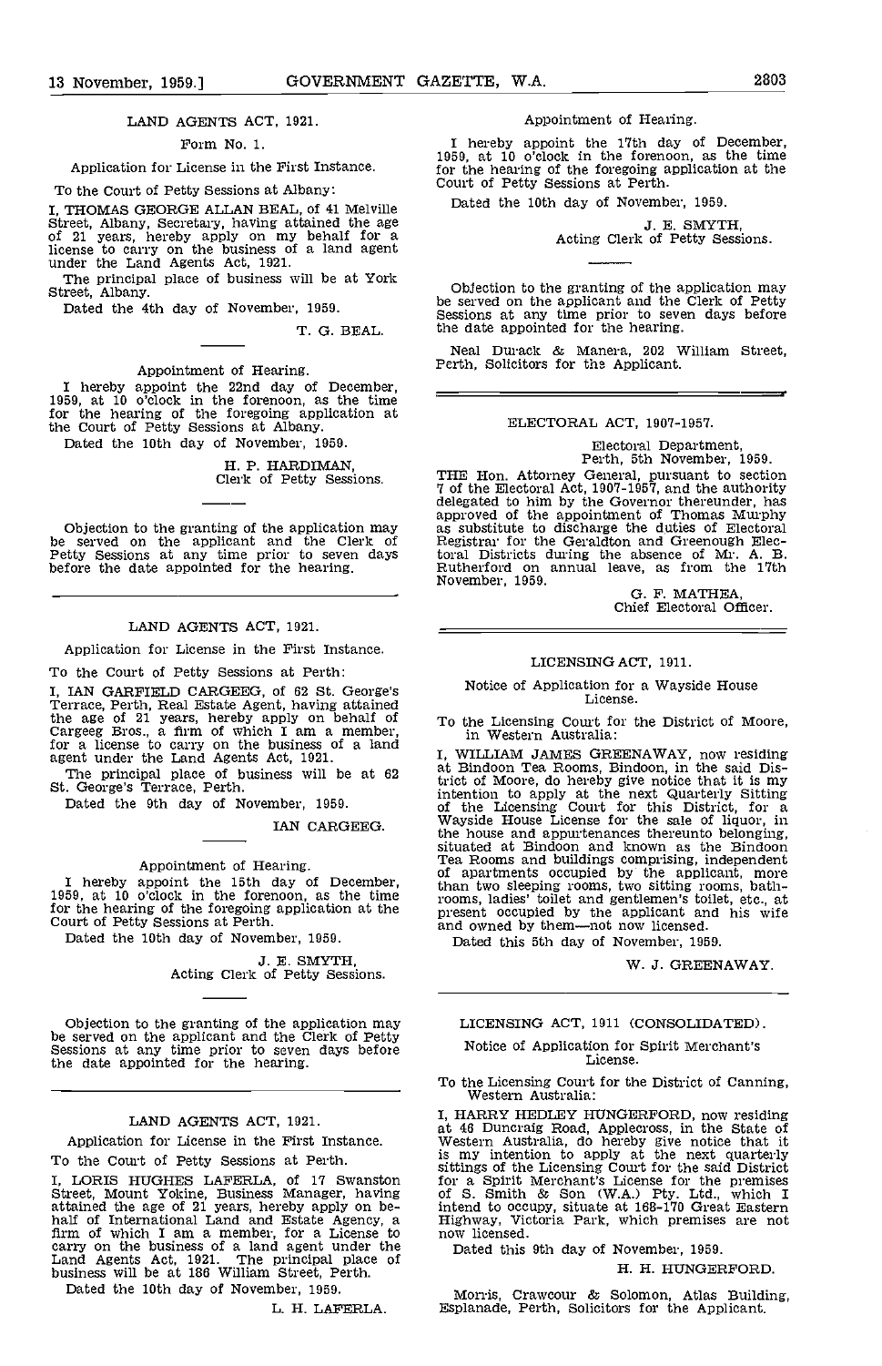## LAND AGENTS ACT, 1921.

Form No. 1.

Application for License in the First Instance.

To the Court of Petty Sessions at Albany:

I, THOMAS GEORGE ALLAN BEAL, of 41 Melville Street, Albany, Secretary, having attained the age of 21 years, hereby apply on my behalf for a license to carry on the business of a land agent under the Land Agents Act, 1921.

The principal place of business will be at York Street, Albany.

Dated the 4th day of November, 1959.

T. G. BEAL.

---

Appointment of Hearing.

I hereby appoint the 22nd day of December, 1959, at 10 o'clock in the forenoon, as the time for the hearing of the foregoing application at the Court of Petty Sessions at Albany.

Dated the 10th day of November, 1959.

H. P. HARDIMAN,
Clerk of Petty Sessions.

---

Objection to the granting of the application may be served on the applicant and the Clerk of Petty Sessions at any time prior to seven days before the date appointed for the hearing.

---

## LAND AGENTS ACT, 1921.

Application for License in the First Instance.

To the Court of Petty Sessions at Perth:

I, IAN GARFIELD CARGEEG, of 62 St. George's Terrace, Perth, Real Estate Agent, having attained the age of 21 years, hereby apply on behalf of Cargeeg Bros., a firm of which I am a member, for a license to carry on the business of a land agent under the Land Agents Act, 1921.

The principal place of business will be at 62 St. George's Terrace, Perth.

Dated the 9th day of November, 1959.

IAN CARGEEG.

---

Appointment of Hearing.

I hereby appoint the 15th day of December, 1959, at 10 o'clock in the forenoon, as the time for the hearing of the foregoing application at the Court of Petty Sessions at Perth.

Dated the 10th day of November, 1959.

J. E. SMYTH,
Acting Clerk of Petty Sessions.

---

Objection to the granting of the application may be served on the applicant and the Clerk of Petty Sessions at any time prior to seven days before the date appointed for the hearing.

---

## LAND AGENTS ACT, 1921.

Application for License in the First Instance.

To the Court of Petty Sessions at Perth.

I, LORIS HUGHES LAFERLA, of 17 Swanston Street, Mount Yokine, Business Manager, having attained the age of 21 years, hereby apply on behalf of International Land and Estate Agency, a firm of which I am a member, for a License to carry on the business of a land agent under the Land Agents Act, 1921. The principal place of business will be at 186 William Street, Perth.

Dated the 10th day of November, 1959.

L. H. LAFERLA.

---

Appointment of Hearing.

I hereby appoint the 17th day of December, 1959, at 10 o'clock in the forenoon, as the time for the hearing of the foregoing application at the Court of Petty Sessions at Perth.

Dated the 10th day of November, 1959.

J. E. SMYTH,
Acting Clerk of Petty Sessions.

---

Objection to the granting of the application may be served on the applicant and the Clerk of Petty Sessions at any time prior to seven days before the date appointed for the hearing.

Neal Durack & Manera, 202 William Street, Perth, Solicitors for the Applicant.

---

## ELECTORAL ACT, 1907-1957.

Electoral Department,
Perth, 5th November, 1959.

THE Hon. Attorney General, pursuant to section 7 of the Electoral Act, 1907-1957, and the authority delegated to him by the Governor thereunder, has approved of the appointment of Thomas Murphy as substitute to discharge the duties of Electoral Registrar for the Geraldton and Greenough Electoral Districts during the absence of Mr. A. B. Rutherford on annual leave, as from the 17th November, 1959.

G. F. MATHEA,
Chief Electoral Officer.

---

## LICENSING ACT, 1911.

Notice of Application for a Wayside House License.

To the Licensing Court for the District of Moore, in Western Australia:

I, WILLIAM JAMES GREENAWAY, now residing at Bindoon Tea Rooms, Bindoon, in the said District of Moore, do hereby give notice that it is my intention to apply at the next Quarterly Sitting of the Licensing Court for this District, for a Wayside House License for the sale of liquor, in the house and appurtenances thereunto belonging, situated at Bindoon and known as the Bindoon Tea Rooms and buildings comprising, independent of apartments occupied by the applicant, more than two sleeping rooms, two sitting rooms, bathrooms, ladies' toilet and gentlemen's toilet, etc., at present occupied by the applicant and his wife and owned by them—not now licensed.

Dated this 5th day of November, 1959.

W. J. GREENAWAY.

---

## LICENSING ACT, 1911 (CONSOLIDATED).

Notice of Application for Spirit Merchant's License.

To the Licensing Court for the District of Canning, Western Australia:

I, HARRY HEDLEY HUNGERFORD, now residing at 46 Duncraig Road, Applecross, in the State of Western Australia, do hereby give notice that it is my intention to apply at the next quarterly sittings of the Licensing Court for the said District for a Spirit Merchant's License for the premises of S. Smith & Son (W.A.) Pty. Ltd., which I intend to occupy, situate at 168-170 Great Eastern Highway, Victoria Park, which premises are not now licensed.

Dated this 9th day of November, 1959.

H. H. HUNGERFORD.

Morris, Crawcour & Solomon, Atlas Building, Esplanade, Perth, Solicitors for the Applicant.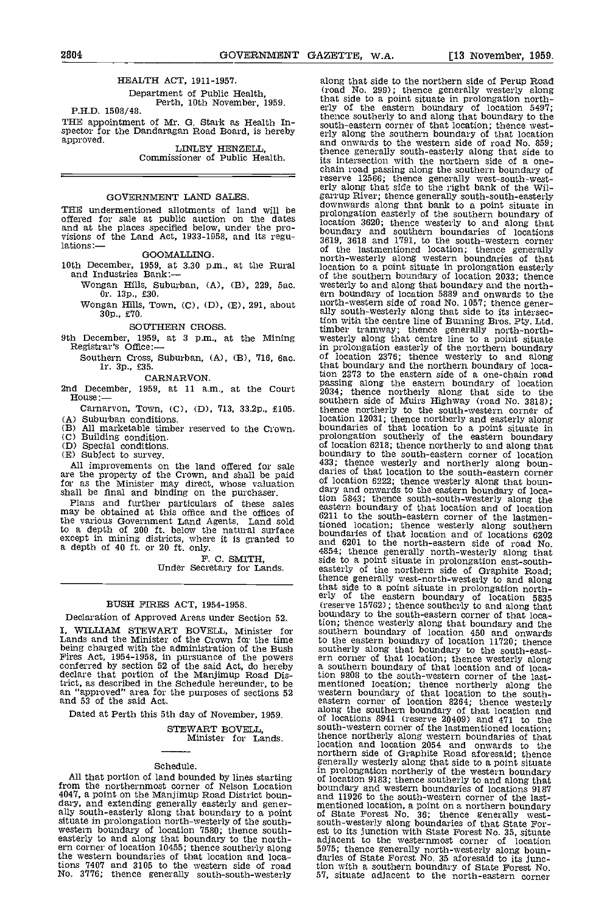## HEALTH ACT, 1911-1957.

Department of Public Health,
Perth, 10th November, 1959.

P.H.D. 1508/48.

THE appointment of Mr. G. Stark as Health Inspector for the Dandaragan Road Board, is hereby approved.

LINLEY HENZELL,
Commissioner of Public Health.

---

## GOVERNMENT LAND SALES.

THE undermentioned allotments of land will be offered for sale at public auction on the dates and at the places specified below, under the provisions of the Land Act, 1933-1958, and its regulations:—

### GOOMALLING.

10th December, 1959, at 3.30 p.m., at the Rural and Industries Bank:—

Wongan Hills, Suburban, (A), (B), 229, 5ac. 0r. 13p., £30.

Wongan Hills, Town, (C), (D), (E), 291, about 30p., £70.

### SOUTHERN CROSS.

9th December, 1959, at 3 p.m., at the Mining Registrar's Office:—

Southern Cross, Suburban, (A), (B), 716, 6ac. 1r. 3p., £35.

### CARNARVON.

2nd December, 1959, at 11 a.m., at the Court House:—

Carnarvon, Town, (C), (D), 713, 33.2p., £105.

(A) Suburban conditions.
(B) All marketable timber reserved to the Crown.
(C) Building condition.
(D) Special conditions.
(E) Subject to survey.

All improvements on the land offered for sale are the property of the Crown, and shall be paid for as the Minister may direct, whose valuation shall be final and binding on the purchaser.

Plans and further particulars of these sales may be obtained at this office and the offices of the various Government Land Agents. Land sold to a depth of 200 ft. below the natural surface except in mining districts, where it is granted to a depth of 40 ft. or 20 ft. only.

F. C. SMITH,
Under Secretary for Lands.

---

## BUSH FIRES ACT, 1954-1958.

Declaration of Approved Areas under Section 52.

I, WILLIAM STEWART BOVELL, Minister for Lands and the Minister of the Crown for the time being charged with the administration of the Bush Fires Act, 1954-1958, in pursuance of the powers conferred by section 52 of the said Act, do hereby declare that portion of the Manjimup Road District, as described in the Schedule hereunder, to be an "approved" area for the purposes of sections 52 and 53 of the said Act.

Dated at Perth this 5th day of November, 1959.

STEWART BOVELL,
Minister for Lands.

### Schedule.

All that portion of land bounded by lines starting from the northernmost corner of Nelson Location 4047, a point on the Manjimup Road District boundary, and extending generally easterly and generally south-easterly along that boundary to a point situate in prolongation north-westerly of the south-western boundary of location 7580; thence south-easterly to and along that boundary to the northern corner of location 10455; thence southerly along the western boundaries of that location and locations 7407 and 3105 to the western side of road No. 3776; thence generally south-south-westerly along that side to the northern side of Perup Road (road No. 299); thence generally westerly along that side to a point situate in prolongation northerly of the eastern boundary of location 5497; thence southerly to and along that boundary to the south-eastern corner of that location; thence westerly along the southern boundary of that location and onwards to the western side of road No. 859; thence generally south-easterly along that side to its intersection with the northern side of a one-chain road passing along the southern boundary of reserve 12566; thence generally west-south-westerly along that side to the right bank of the Wilgarrup River; thence generally south-south-easterly downwards along that bank to a point situate in prolongation easterly of the southern boundary of location 3620; thence westerly to and along that boundary and southern boundaries of locations 3619, 3618 and 1791, to the south-western corner of the lastmentioned location; thence generally north-westerly along western boundaries of that location to a point situate in prolongation easterly of the southern boundary of location 2033; thence westerly to and along that boundary and the northern boundary of location 5889 and onwards to the north-western side of road No. 1057; thence generally south-westerly along that side to its intersection with the centre line of Bunning Bros. Pty. Ltd. timber tramway; thence generally north-north-westerly along that centre line to a point situate in prolongation easterly of the northern boundary of location 2376; thence westerly to and along that boundary and the northern boundary of location 2373 to the eastern side of a one-chain road passing along the eastern boundary of location 2034; thence northerly along that side to the southern side of Muirs Highway (road No. 3818); thence northerly to the south-western corner of location 12031; thence northerly and easterly along boundaries of that location to a point situate in prolongation southerly of the eastern boundary of location 6218; thence northerly to and along that boundary to the south-eastern corner of location 433; thence westerly and northerly along boundaries of that location to the south-eastern corner of location 6222; thence westerly along that boundary and onwards to the eastern boundary of location 5843; thence south-south-westerly along the eastern boundary of that location and of location 6211 to the south-eastern corner of the lastmentioned location; thence westerly along southern boundaries of that location and of locations 6202 and 6201 to the north-eastern side of road No. 4854; thence generally north-westerly along that side to a point situate in prolongation east-south-easterly of the northern side of Graphite Road; thence generally west-north-westerly to and along that side to a point situate in prolongation northerly of the eastern boundary of location 5835 (reserve 15762); thence southerly to and along that boundary to the south-eastern corner of that location; thence westerly along that boundary and the southern boundary of location 450 and onwards to the eastern boundary of location 11720; thence southerly along that boundary to the south-eastern corner of that location; thence westerly along a southern boundary of that location and of location 9808 to the south-western corner of the lastmentioned location; thence northerly along the western boundary of that location to the south-eastern corner of location 8264; thence westerly along the southern boundary of that location and of locations 8941 (reserve 20409) and 471 to the south-western corner of the lastmentioned location; thence northerly along western boundaries of that location and location 2054 and onwards to the northern side of Graphite Road aforesaid; thence generally westerly along that side to a point situate in prolongation northerly of the western boundary of location 9183; thence southerly to and along that boundary and western boundaries of locations 9187 and 11926 to the south-western corner of the lastmentioned location, a point on a northern boundary of State Forest No. 36; thence generally west-south-westerly along boundaries of that State Forest to its junction with State Forest No. 35, situate adjacent to the westernmost corner of location 5975; thence generally north-westerly along boundaries of State Forest No. 35 aforesaid to its junction with a southern boundary of State Forest No. 57, situate adjacent to the north-eastern corner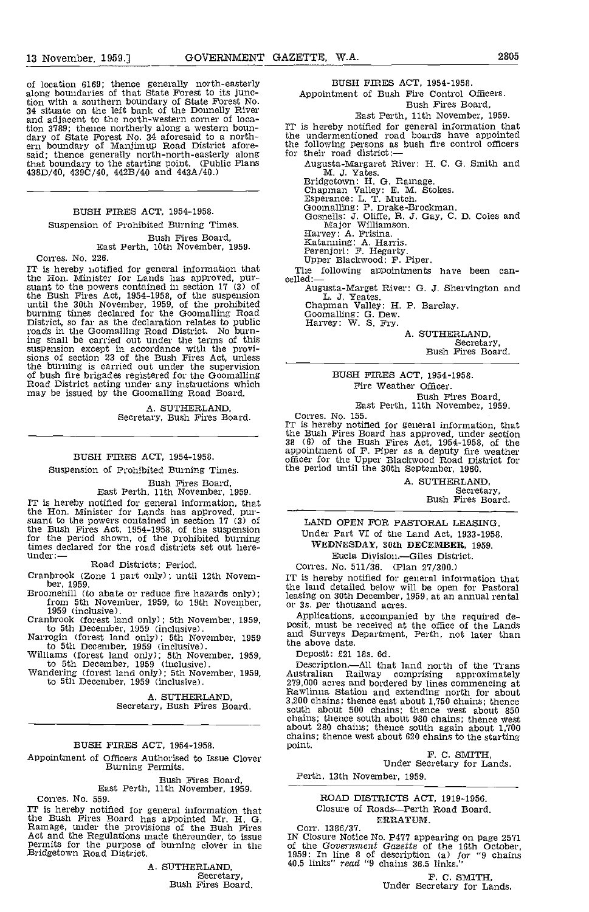of location 6169; thence generally north-easterly along boundaries of that State Forest to its junction with a southern boundary of State Forest No. 34 situate on the left bank of the Donnelly River and adjacent to the north-western corner of location 3789; thence northerly along a western boundary of State Forest No. 34 aforesaid to a northern boundary of Manjimup Road District aforesaid; thence generally north-north-easterly along that boundary to the starting point. (Public Plans 438D/40, 439C/40, 442B/40 and 443A/40.)

---

## BUSH FIRES ACT, 1954-1958.

### Suspension of Prohibited Burning Times.

Bush Fires Board,
East Perth, 10th November, 1959.

Corres. No. 226.

IT is hereby notified for general information that the Hon. Minister for Lands has approved, pursuant to the powers contained in section 17 (3) of the Bush Fires Act, 1954-1958, of the suspension until the 30th November, 1959, of the prohibited burning times declared for the Goomalling Road District, so far as the declaration relates to public roads in the Goomalling Road District. No burning shall be carried out under the terms of this suspension except in accordance with the provisions of section 23 of the Bush Fires Act, unless the burning is carried out under the supervision of bush fire brigades registered for the Goomalling Road District acting under any instructions which may be issued by the Goomalling Road Board.

A. SUTHERLAND,
Secretary, Bush Fires Board.

---

## BUSH FIRES ACT, 1954-1958.

### Suspension of Prohibited Burning Times.

Bush Fires Board,
East Perth, 11th November, 1959.

IT is hereby notified for general information, that the Hon. Minister for Lands has approved, pursuant to the powers contained in section 17 (3) of the Bush Fires Act, 1954-1958, of the suspension for the period shown, of the prohibited burning times declared for the road districts set out hereunder:—

Road Districts; Period.

Cranbrook (Zone 1 part only); until 12th November, 1959.

Broomehill (to abate or reduce fire hazards only); from 5th November, 1959, to 19th November, 1959 (inclusive).

Cranbrook (forest land only); 5th November, 1959, to 5th December, 1959 (inclusive).

Narrogin (forest land only); 5th November, 1959 to 5th December, 1959 (inclusive).

Williams (forest land only); 5th November, 1959, to 5th December, 1959 (inclusive).

Wandering (forest land only); 5th November, 1959, to 5th December, 1959 (inclusive).

A. SUTHERLAND,
Secretary, Bush Fires Board.

---

## BUSH FIRES ACT, 1954-1958.

### Appointment of Officers Authorised to Issue Clover Burning Permits.

Bush Fires Board,
East Perth, 11th November, 1959.

Corres. No. 559.

IT is hereby notified for general information that the Bush Fires Board has appointed Mr. H. G. Ramage, under the provisions of the Bush Fires Act and the Regulations made thereunder, to issue permits for the purpose of burning clover in the Bridgetown Road District.

A. SUTHERLAND,
Secretary,
Bush Fires Board.

---

## BUSH FIRES ACT, 1954-1958.

### Appointment of Bush Fire Control Officers.

Bush Fires Board,
East Perth, 11th November, 1959.

IT is hereby notified for general information that the undermentioned road boards have appointed the following persons as bush fire control officers for their road district:—

Augusta-Margaret River: H. C. G. Smith and M. J. Yates.
Bridgetown: H. G. Ramage.
Chapman Valley: E. M. Stokes.
Esperance: L. T. Mutch.
Goomalling: P. Drake-Brockman.
Gosnells: J. Oliffe, R. J. Gay, C. D. Coles and Major Williamson.
Harvey: A. Frisina.
Katanning: A. Harris.
Perenjori: F. Hegarty.
Upper Blackwood: F. Piper.

The following appointments have been cancelled:—

Augusta-Marget River: G. J. Shervington and L. J. Yeates.
Chapman Valley: H. P. Barclay.
Goomalling: G. Dew.
Harvey: W. S. Fry.

A. SUTHERLAND,
Secretary,
Bush Fires Board.

---

## BUSH FIRES ACT, 1954-1958.

### Fire Weather Officer.

Bush Fires Board,
East Perth, 11th November, 1959.

Corres. No. 155.

IT is hereby notified for general information, that the Bush Fires Board has approved, under section 38 (6) of the Bush Fires Act, 1954-1958, of the appointment of F. Piper as a deputy fire weather officer for the Upper Blackwood Road District for the period until the 30th September, 1960.

A. SUTHERLAND,
Secretary,
Bush Fires Board.

---

## LAND OPEN FOR PASTORAL LEASING.

Under Part VI of the Land Act, 1933-1958.

**WEDNESDAY, 30th DECEMBER, 1959.**

Eucla Division.—Giles District.

Corres. No. 511/36. (Plan 27/300.)

IT is hereby notified for general information that the land detailed below will be open for Pastoral leasing on 30th December, 1959, at an annual rental or 3s. per thousand acres.

Applications, accompanied by the required deposit, must be received at the office of the Lands and Surveys Department, Perth, not later than the above date.

Deposit: £21 18s. 6d.

Description.—All that land north of the Trans Australian Railway comprising approximately 279,000 acres and bordered by lines commencing at Rawlinna Station and extending north for about 3,200 chains; thence east about 1,750 chains; thence south about 500 chains; thence west about 850 chains; thence south about 980 chains; thence west about 280 chains; thence south again about 1,700 chains; thence west about 620 chains to the starting point.

F. C. SMITH,
Under Secretary for Lands.

Perth, 13th November, 1959.

---

## ROAD DISTRICTS ACT, 1919-1956.

### Closure of Roads—Perth Road Board.

**ERRATUM.**

Corr. 1386/37.

IN Closure Notice No. P477 appearing on page 2571 of the *Government Gazette* of the 16th October, 1959: In line 8 of description (a) *for* "9 chains 40.5 links" *read* "9 chains 36.5 links."

F. C. SMITH,
Under Secretary for Lands.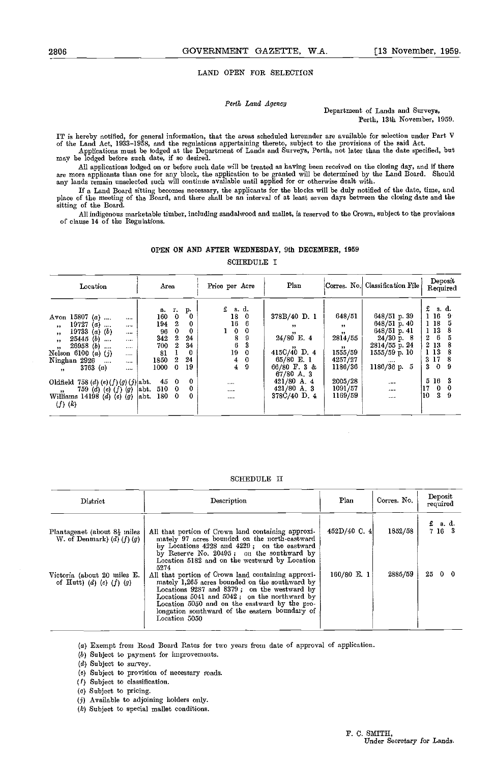## LAND OPEN FOR SELECTION

*Perth Land Agency*

Department of Lands and Surveys,
Perth, 13th November, 1959.

IT is hereby notified, for general information, that the areas scheduled hereunder are available for selection under Part V of the Land Act, 1933-1958, and the regulations appertaining thereto, subject to the provisions of the said Act.

Applications must be lodged at the Department of Lands and Surveys, Perth, not later than the date specified, but may be lodged before such date, if so desired.

All applications lodged on or before such date will be treated as having been received on the closing day, and if there are more applicants than one for any block, the application to be granted will be determined by the Land Board. Should any lands remain unselected such will continue available until applied for or otherwise dealt with.

If a Land Board sitting becomes necessary, the applicants for the blocks will be duly notified of the date, time, and place of the meeting of the Board, and there shall be an interval of at least seven days between the closing date and the sitting of the Board.

All indigenous marketable timber, including sandalwood and mallet, is reserved to the Crown, subject to the provisions of clause 14 of the Regulations.

### OPEN ON AND AFTER WEDNESDAY, 9th DECEMBER, 1959

SCHEDULE I

| Location | Area | Price per Acre | Plan | Corres. No. | Classification File | Deposit Required |
|---|---|---|---|---|---|---|
| | a. r. p. | £ s. d. | | | | £ s. d. |
| Avon 15807 (a) .... | 160 0 0 | 18 0 | 378B/40 D. 1 | 648/51 | 648/51 p. 39 | 1 16 9 |
| „ 19727 (a) .... | 194 2 0 | 16 6 | „ | „ | 648/51 p. 40 | 1 18 5 |
| „ 19733 (a) (b) .... | 96 0 0 | 1 0 0 | „ | „ | 648/51 p. 41 | 1 13 8 |
| „ 25445 (b) .... | 342 2 24 | 8 9 | 24/80 E. 4 | 2814/55 | 24/30 p. 8 | 2 6 5 |
| „ 26958 (b) .... | 700 2 34 | 6 3 | „ | „ | 2814/55 p. 24 | 2 13 8 |
| Nelson 6100 (a) (j) .... | 81 1 0 | 19 0 | 415C/40 D. 4 | 1555/59 | 1555/59 p. 10 | 1 13 8 |
| Ninghan 2926 .... | 1850 2 24 | 4 0 | 65/80 E. 1 | 4257/27 | .... | 3 17 8 |
| „ 3763 (a) .... | 1000 0 19 | 4 9 | 66/80 F. 3 & 67/80 A. 3 | 1186/36 | 1186/36 p. 5 | 3 0 9 |
| Oldfield 758 (d) (e) (f) (g) (j) | abt. 45 0 0 | .... | 421/80 A. 4 | 2005/28 | .... | 5 16 3 |
| „ 759 (d) (e) (f) (g) | abt. 510 0 0 | .... | 421/80 A. 3 | 1091/57 | .... | 17 0 0 |
| Williams 14198 (d) (e) (g) (f) (k) | abt. 180 0 0 | .... | 378C/40 D. 4 | 1169/59 | .... | 10 3 9 |

SCHEDULE II

| District | Description | Plan | Corres. No. | Deposit required |
|---|---|---|---|---|
| | | | | £ s. d. |
| Plantagenet (about 8½ miles W. of Denmark) (d) (f) (g) | All that portion of Crown land containing approximately 97 acres bounded on the north-eastward by Locations 4228 and 4229; on the eastward by Reserve No. 20495; on the southward by Location 5182 and on the westward by Location 5274 | 452D/40 C. 4 | 1852/58 | 7 16 3 |
| Victoria (about 20 miles E. of Hutt) (d) (e) (f) (g) | All that portion of Crown land containing approximately 1,265 acres bounded on the southward by Locations 9287 and 8379; on the westward by Locations 5041 and 5042; on the northward by Location 5050 and on the eastward by the prolongation southward of the eastern boundary of Location 5050 | 160/80 E. 1 | 2885/59 | 25 0 0 |

(a) Exempt from Road Board Rates for two years from date of approval of application.
(b) Subject to payment for improvements.
(d) Subject to survey.
(e) Subject to provision of necessary roads.
(f) Subject to classification.
(g) Subject to pricing.
(j) Available to adjoining holders only.
(k) Subject to special mallet conditions.

F. C. SMITH,
Under Secretary for Lands.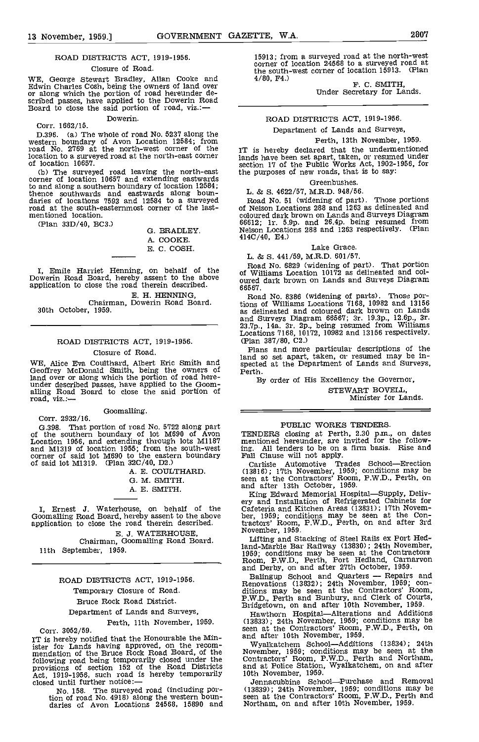## ROAD DISTRICTS ACT, 1919-1956.

### Closure of Road.

WE, George Stewart Bradley, Allan Cooke and Edwin Charles Cosh, being the owners of land over or along which the portion of road hereunder described passes, have applied to the Dowerin Road Board to close the said portion of road, viz.:—

Dowerin.

Corr. 1662/15.

D.396. (a) The whole of road No. 5237 along the western boundary of Avon Location 12584; from road No. 2769 at the north-west corner of the location to a surveyed road at the north-east corner of location 10657.

(b) The surveyed road leaving the north-east corner of location 10657 and extending eastwards to and along a southern boundary of location 12584; thence southwards and eastwards along boundaries of locations 7593 and 12584 to a surveyed road at the south-easternmost corner of the last-mentioned location.

(Plan 33D/40, BC3.)

G. BRADLEY.
A. COOKE.
E. C. COSH.

I, Emile Harriet Henning, on behalf of the Dowerin Road Board, hereby assent to the above application to close the road therein described.

E. H. HENNING,
Chairman, Dowerin Road Board.

30th October, 1959.

---

## ROAD DISTRICTS ACT, 1919-1956.

### Closure of Road.

WE, Alice Eva Coulthard, Albert Eric Smith and Geoffrey McDonald Smith, being the owners of land over or along which the portion of road hereunder described passes, have applied to the Goomalling Road Board to close the said portion of road, viz.:—

Goomalling.

Corr. 2932/16.

G.398. That portion of road No. 5722 along part of the southern boundary of lot M690 of Avon Location 1956, and extending through lots M1187 and M1319 of location 1955; from the south-west corner of said lot M690 to the eastern boundary of said lot M1319. (Plan 32C/40, D2.)

A. E. COULTHARD.
G. M. SMITH.
A. E. SMITH.

I, Ernest J. Waterhouse, on behalf of the Goomalling Road Board, hereby assent to the above application to close the road therein described.

E. J. WATERHOUSE,
Chairman, Goomalling Road Board.

11th September, 1959.

---

## ROAD DISTRICTS ACT, 1919-1956.

### Temporary Closure of Road.

### Bruce Rock Road District.

Department of Lands and Surveys,
Perth, 11th November, 1959.

Corr. 3052/59.

IT is hereby notified that the Honourable the Minister for Lands having approved, on the recommendation of the Bruce Rock Road Board, of the following road being temporarily closed under the provisions of section 152 of the Road Districts Act, 1919-1956, such road is hereby temporarily closed until further notice:—

No. 158. The surveyed road (including portion of road No. 4918) along the western boundaries of Avon Locations 24568, 15890 and 15913; from a surveyed road at the north-west corner of location 24568 to a surveyed road at the south-west corner of location 15913. (Plan 4/80, F4.)

F. C. SMITH,
Under Secretary for Lands.

---

## ROAD DISTRICTS ACT, 1919-1956.

Department of Lands and Surveys,
Perth, 13th November, 1959.

IT is hereby declared that the undermentioned lands have been set apart, taken, or resumed under section 17 of the Public Works Act, 1902-1956, for the purposes of new roads, that is to say:

Greenbushes.

L. & S. 4622/57, M.R.D. 948/56.

Road No. 51 (widening of part). Those portions of Nelson Locations 288 and 1263 as delineated and coloured dark brown on Lands and Surveys Diagram 66612; 1r. 5.9p. and 26.4p. being resumed from Nelson Locations 288 and 1263 respectively. (Plan 414C/40, E4.)

Lake Grace.

L. & S. 441/59, M.R.D. 601/57.

Road No. 6829 (widening of part). That portion of Williams Location 10172 as delineated and coloured dark brown on Lands and Surveys Diagram 66567.

Road No. 8386 (widening of parts). Those portions of Williams Locations 7168, 10982 and 13156 as delineated and coloured dark brown on Lands and Surveys Diagram 66567; 3r. 19.3p., 12.6p., 3r. 23.7p., 14a. 3r. 2p., being resumed from Williams Locations 7168, 10172, 10982 and 13156 respectively. (Plan 387/80, C2.)

Plans and more particular descriptions of the land so set apart, taken, or resumed may be inspected at the Department of Lands and Surveys, Perth.

By order of His Excellency the Governor,

STEWART BOVELL,
Minister for Lands.

---

## PUBLIC WORKS TENDERS.

TENDERS closing at Perth, 2.30 p.m., on dates mentioned hereunder, are invited for the following. All tenders to be on a firm basis. Rise and Fall Clause will not apply.

Carlisle Automotive Trades School—Erection (13816); 17th November, 1959; conditions may be seen at the Contractors' Room, P.W.D., Perth, on and after 13th October, 1959.

King Edward Memorial Hospital—Supply, Delivery and Installation of Refrigerated Cabinets for Cafeteria and Kitchen Areas (13831); 17th November, 1959; conditions may be seen at the Contractors' Room, P.W.D., Perth, on and after 3rd November, 1959.

Lifting and Stacking of Steel Rails ex Port Hedland-Marble Bar Railway (13830); 24th November, 1959; conditions may be seen at the Contractors Room, P.W.D., Perth, Port Hedland, Carnarvon and Derby, on and after 27th October, 1959.

Balingup School and Quarters — Repairs and Renovations (13832); 24th November, 1959; conditions may be seen at the Contractors' Room, P.W.D., Perth and Bunbury, and Clerk of Courts, Bridgetown, on and after 10th November, 1959.

Hawthorn Hospital—Alterations and Additions (13833); 24th November, 1959; conditions may be seen at the Contractors' Room, P.W.D., Perth, on and after 10th November, 1959.

Wyalkatchem School—Additions (13834); 24th November, 1959; conditions may be seen at the Contractors' Room, P.W.D., Perth and Northam, and at Police Station, Wyalkatchem, on and after 10th November, 1959.

Jennacubbine School—Purchase and Removal (13839); 24th November, 1959; conditions may be seen at the Contractors' Room, P.W.D., Perth and Northam, on and after 10th November, 1959.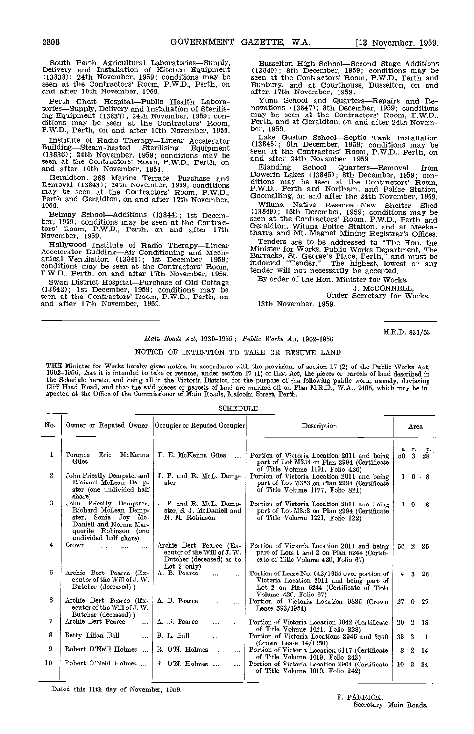South Perth Agricultural Laboratories—Supply, Delivery and Installation of Kitchen Equipment (13838); 24th November, 1959; conditions may be seen at the Contractors' Room, P.W.D., Perth, on and after 10th November, 1959.

Perth Chest Hospital—Public Health Laboratories—Supply, Delivery and Installation of Sterilising Equipment (13837); 24th November, 1959; conditions may be seen at the Contractors' Room, P.W.D., Perth, on and after 10th November, 1959.

Institute of Radio Therapy—Linear Accelerator Building—Steam-heated Sterilising Equipment (13836); 24th November, 1959; conditions may be seen at the Contractors' Room, P.W.D., Perth, on and after 10th November, 1959.

Geraldton, 366 Marine Terrace—Purchase and Removal (13843); 24th November, 1959, conditions may be seen at the Contractors' Room, P.W.D., Perth and Geraldton, on and after 17th November, 1959.

Belmay School—Additions (13844); 1st December, 1959; conditions may be seen at the Contractors' Room, P.W.D., Perth, on and after 17th November, 1959.

Hollywood Institute of Radio Therapy—Linear Accelerator Building—Air Conditioning and Mechanical Ventilation (13841); 1st December, 1959; conditions may be seen at the Contractors' Room, P.W.D., Perth, on and after 17th November, 1959.

Swan District Hospital—Purchase of Old Cottage (13842); 1st December, 1959; conditions may be seen at the Contractors' Room, P.W.D., Perth, on and after 17th November, 1959.

Busselton High School—Second Stage Additions (13840); 8th December, 1959; conditions may be seen at the Contractors' Room, P.W.D., Perth and Bunbury, and at Courthouse, Busselton, on and after 17th November, 1959.

Yuna School and Quarters—Repairs and Renovations (13847); 8th December, 1959; conditions may be seen at the Contractors' Room, P.W.D., Perth, and at Geraldton, on and after 24th November, 1959.

Lake Guelup School—Septic Tank Installation (13846); 8th December, 1959; conditions may be seen at the Contractors' Room, P.W.D., Perth, on and after 24th November, 1959.

Ejanding School Quarters—Removal from Dowerin Lakes (13845); 8th December, 1959; conditions may be seen at the Contractors' Room, P.W.D., Perth and Northam, and Police Station, Goomalling, on and after the 24th November, 1959.

Wiluna Native Reserve—New Shelter Shed (13849); 15th December, 1959; conditions may be seen at the Contractors' Room, P.W.D., Perth and Geraldton, Wiluna Police Station, and at Meekatharra and Mt. Magnet Mining Registrar's Offices.

Tenders are to be addressed to "The Hon. the Minister for Works, Public Works Department, The Barracks, St. George's Place, Perth," and must be indorsed "Tender." The highest, lowest or any tender will not necessarily be accepted.

By order of the Hon. Minister for Works.

J. McCONNELL,
Under Secretary for Works.

13th November, 1959.

---

M.R.D. 831/53

*Main Roads Act*, 1930-1955; *Public Works Act*, 1902-1956

NOTICE OF INTENTION TO TAKE OR RESUME LAND

THE Minister for Works hereby gives notice, in accordance with the provisions of section 17 (2) of the Public Works Act, 1902-1956, that it is intended to take or resume, under section 17 (1) of that Act, the pieces or parcels of land described in the Schedule hereto, and being all in the Victoria District, for the purpose of the following public work, namely, deviating Cliff Head Road, and that the said pieces or parcels of land are marked off on Plan M.R.D., W.A., 2405, which may be inspected at the Office of the Commissioner of Main Roads, Malcolm Street, Perth.

SCHEDULE

| No. | Owner or Reputed Owner | Occupier or Reputed Occupier | Description | Area a. r. p. |
|---|---|---|---|---|
| 1 | Terence Eric McKenna Giles | T. E. McKenna Giles | Portion of Victoria Location 2011 and being part of Lot M354 on Plan 2994 (Certificate of Title Volume 1191, Folio 426) | 50 3 28 |
| 2 | John Priestly Dempster and Richard McLean Dempster (one undivided half share) | J. P. and R. McL. Dempster | Portion of Victoria Location 2011 and being part of Lot M353 on Plan 2994 (Certificate of Title Volume 1177, Folio 821) | 1 0 8 |
| 3 | John Priestly Dempster, Richard McLean Dempster, Sonia Joy McDaniell and Norma Marquerite Robinson (one undivided half share) | J. P. and R. McL. Dempster, S. J. McDaniell and N. M. Robinson | Portion of Victoria Location 2011 and being part of Lot M353 on Plan 2994 (Certificate of Title Volume 1221, Folio 122) | 1 0 8 |
| 4 | Crown | Archie Bert Pearce (Executor of the Will of J. W. Butcher (deceased) as to Lot 2 only) | Portion of Victoria Location 2011 and being part of Lots 1 and 2 on Plan 6244 (Certificate of Title Volume 420, Folio 67) | 56 2 35 |
| 5 | Archie Bert Pearce (Executor of the Will of J. W. Butcher (deceased)) | A. B. Pearce | Portion of Lease No. 642/1955 over portion of Victoria Location 2011 and being part of Lot 2 on Plan 6244 (Certificate of Title Volume 420, Folio 67) | 4 3 26 |
| 6 | Archie Bert Pearce (Executor of the Will of J. W. Butcher (deceased)) | A. B. Pearce | Portion of Victoria Location 9835 (Crown Lease 593/1954) | 27 0 27 |
| 7 | Archie Bert Pearce | A. B. Pearce | Portion of Victoria Location 3042 (Certificate of Title Volume 1021, Folio 828) | 20 2 18 |
| 8 | Betty Lilian Ball | B. L. Ball | Portion of Victoria Locations 3945 and 3570 (Crown Lease 14/1950) | 33 3 1 |
| 9 | Robert O'Neill Holmes | R. O'N. Holmes | Portion of Victoria Location 6117 (Certificate of Title Volume 1019, Folio 243) | 8 2 14 |
| 10 | Robert O'Neill Holmes | R. O'N. Holmes | Portion of Victoria Location 3964 (Certificate of Title Volume 1019, Folio 242) | 10 2 34 |

Dated this 11th day of November, 1959.

F. PARRICK,
Secretary, Main Roads.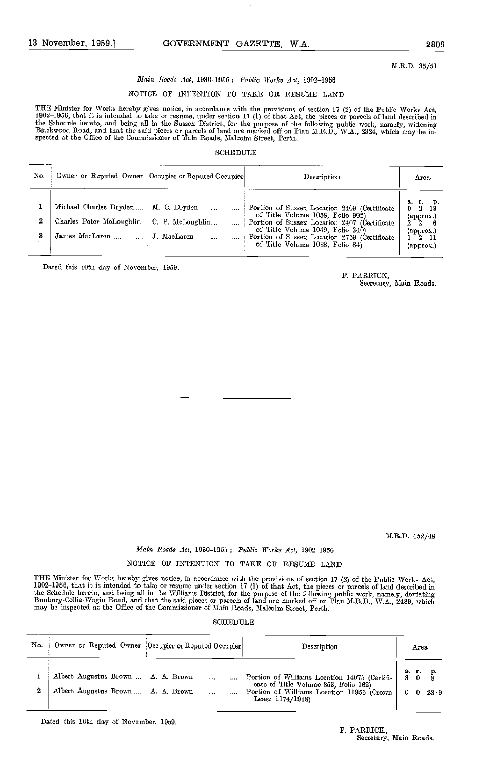M.R.D. 35/51

*Main Roads Act, 1930–1955; Public Works Act, 1902–1956*

NOTICE OF INTENTION TO TAKE OR RESUME LAND

THE Minister for Works hereby gives notice, in accordance with the provisions of section 17 (2) of the Public Works Act, 1902–1956, that it is intended to take or resume, under section 17 (1) of that Act, the pieces or parcels of land described in the Schedule hereto, and being all in the Sussex District, for the purpose of the following public work, namely, widening Blackwood Road, and that the said pieces or parcels of land are marked off on Plan M.R.D., W.A., 2324, which may be inspected at the Office of the Commissioner of Main Roads, Malcolm Street, Perth.

SCHEDULE

| No. | Owner or Reputed Owner | Occupier or Reputed Occupier | Description | Area |
|---|---|---|---|---|
| | | | | a. r. p. |
| 1 | Michael Charles Dryden .... | M. C. Dryden .... .... | Portion of Sussex Location 2409 (Certificate of Title Volume 1058, Folio 992) | 0 2 13 (approx.) |
| 2 | Charles Peter McLoughlin | C. P. McLoughlin.... .... | Portion of Sussex Location 2407 (Certificate of Title Volume 1049, Folio 340) | 2 2 6 (approx.) |
| 3 | James MacLaren .... .... | J. MacLaren .... .... | Portion of Sussex Location 2769 (Certificate of Title Volume 1088, Folio 84) | 1 2 11 (approx.) |

Dated this 10th day of November, 1959.

F. PARRICK,
Secretary, Main Roads.

---

M.R.D. 452/48

*Main Roads Act, 1930–1955; Public Works Act, 1902–1956*

NOTICE OF INTENTION TO TAKE OR RESUME LAND

THE Minister for Works hereby gives notice, in accordance with the provisions of section 17 (2) of the Public Works Act, 1902–1956, that it is intended to take or resume under section 17 (1) of that Act, the pieces or parcels of land described in the Schedule hereto, and being all in the Williams District, for the purpose of the following public work, namely, deviating Bunbury-Collie-Wagin Road, and that the said pieces or parcels of land are marked off on Plan M.R.D., W.A., 2489, which may be inspected at the Office of the Commissioner of Main Roads, Malcolm Street, Perth.

SCHEDULE

| No. | Owner or Reputed Owner | Occupier or Reputed Occupier | Description | Area |
|---|---|---|---|---|
| | | | | a. r. p. |
| 1 | Albert Augustus Brown .... | A. A. Brown .... .... | Portion of Williams Location 14075 (Certificate of Title Volume 853, Folio 162) | 3 0 8 |
| 2 | Albert Augustus Brown .... | A. A. Brown .... .... | Portion of Williams Location 11856 (Crown Lease 1174/1918) | 0 0 23·9 |

Dated this 10th day of November, 1959.

F. PARRICK,
Secretary, Main Roads.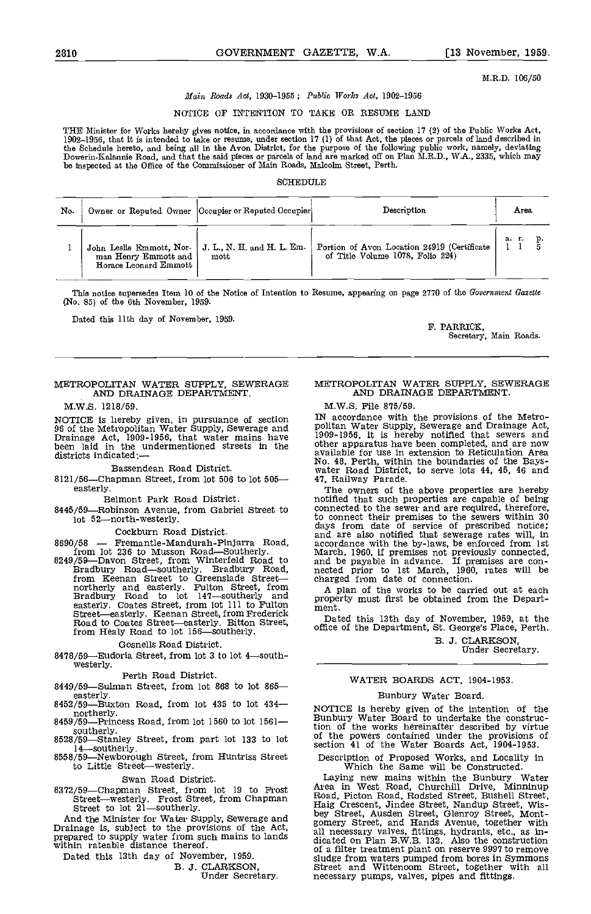M.R.D. 106/50

*Main Roads Act*, 1930-1955 ; *Public Works Act*, 1902-1956

NOTICE OF INTENTION TO TAKE OR RESUME LAND

THE Minister for Works hereby gives notice, in accordance with the provisions of section 17 (2) of the Public Works Act, 1902-1956, that it is intended to take or resume, under section 17 (1) of that Act, the pieces or parcels of land described in the Schedule hereto, and being all in the Avon District, for the purpose of the following public work, namely, deviating Dowerin-Kalannie Road, and that the said pieces or parcels of land are marked off on Plan M.R.D., W.A., 2335, which may be inspected at the Office of the Commissioner of Main Roads, Malcolm Street, Perth.

SCHEDULE

| No. | Owner or Reputed Owner | Occupier or Reputed Occupier | Description | Area |
|---|---|---|---|---|
| | | | | a. r. p. |
| 1 | John Leslie Emmott, Norman Henry Emmott and Horace Leonard Emmott | J. L., N. H. and H. L. Emmott | Portion of Avon Location 24919 (Certificate of Title Volume 1078, Folio 224) | 1 1 5 |

This notice supersedes Item 10 of the Notice of Intention to Resume, appearing on page 2770 of the *Government Gazette* (No. 85) of the 6th November, 1959.

Dated this 11th day of November, 1959.

F. PARRICK,
Secretary, Main Roads.

---

METROPOLITAN WATER SUPPLY, SEWERAGE AND DRAINAGE DEPARTMENT.

M.W.S. 1218/59.

NOTICE is hereby given, in pursuance of section 96 of the Metropolitan Water Supply, Sewerage and Drainage Act, 1909-1956, that water mains have been laid in the undermentioned streets in the districts indicated:—

Bassendean Road District.

8121/56—Chapman Street, from lot 506 to lot 505—easterly.

Belmont Park Road District.

8445/59—Robinson Avenue, from Gabriel Street to lot 52—north-westerly.

Cockburn Road District.

8690/58 — Fremantle-Mandurah-Pinjarra Road, from lot 236 to Musson Road—Southerly.

8249/59—Davon Street, from Winterfeld Road to Bradbury Road—southerly. Bradbury Road, from Keenan Street to Greenslade Street—northerly and easterly. Fulton Street, from Bradbury Road to lot 147—southerly and easterly. Coates Street, from lot 111 to Fulton Street—easterly. Keenan Street, from Frederick Road to Coates Street—easterly. Bitton Street, from Healy Road to lot 156—southerly.

Gosnells Road District.

8478/59—Eudoria Street, from lot 3 to lot 4—south-westerly.

Perth Road District.

8449/59—Sulman Street, from lot 868 to lot 865—easterly.

8452/59—Buxton Road, from lot 435 to lot 434—northerly.

8459/59—Princess Road, from lot 1560 to lot 1561—southerly.

8528/59—Stanley Street, from part lot 133 to lot 14—southerly.

8558/59—Newborough Street, from Huntriss Street to Little Street—westerly.

Swan Road District.

8372/59—Chapman Street, from lot 19 to Frost Street—westerly. Frost Street, from Chapman Street to lot 21—southerly.

And the Minister for Water Supply, Sewerage and Drainage is, subject to the provisions of the Act, prepared to supply water from such mains to lands within rateable distance thereof.

Dated this 13th day of November, 1959.

B. J. CLARKSON,
Under Secretary.

---

METROPOLITAN WATER SUPPLY, SEWERAGE AND DRAINAGE DEPARTMENT.

M.W.S. File 875/59.

IN accordance with the provisions of the Metropolitan Water Supply, Sewerage and Drainage Act, 1909-1956, it is hereby notified that sewers and other apparatus have been completed, and are now available for use in extension to Reticulation Area No. 48, Perth, within the boundaries of the Bayswater Road District, to serve lots 44, 45, 46 and 47, Railway Parade.

The owners of the above properties are hereby notified that such properties are capable of being connected to the sewer and are required, therefore, to connect their premises to the sewers within 30 days from date of service of prescribed notice; and are also notified that sewerage rates will, in accordance with the by-laws, be enforced from 1st March, 1960, if premises not previously connected, and be payable in advance. If premises are connected prior to 1st March, 1960, rates will be charged from date of connection.

A plan of the works to be carried out at each property must first be obtained from the Department.

Dated this 13th day of November, 1959, at the office of the Department, St. George's Place, Perth.

B. J. CLARKSON,
Under Secretary.

---

WATER BOARDS ACT, 1904-1953.

Bunbury Water Board.

NOTICE is hereby given of the intention of the Bunbury Water Board to undertake the construction of the works hereinafter described by virtue of the powers contained under the provisions of section 41 of the Water Boards Act, 1904-1953.

Description of Proposed Works, and Locality in Which the Same will be Constructed.

Laying new mains within the Bunbury Water Area in West Road, Churchill Drive, Minninup Road, Picton Road, Rodsted Street, Bushell Street, Haig Crescent, Jindee Street, Nandup Street, Wisbey Street, Ausden Street, Glenroy Street, Montgomery Street, and Hands Avenue, together with all necessary valves, fittings, hydrants, etc., as indicated on Plan B.W.B. 132. Also the construction of a filter treatment plant on reserve 9997 to remove sludge from waters pumped from bores in Symmons Street and Wittenoom Street, together with all necessary pumps, valves, pipes and fittings.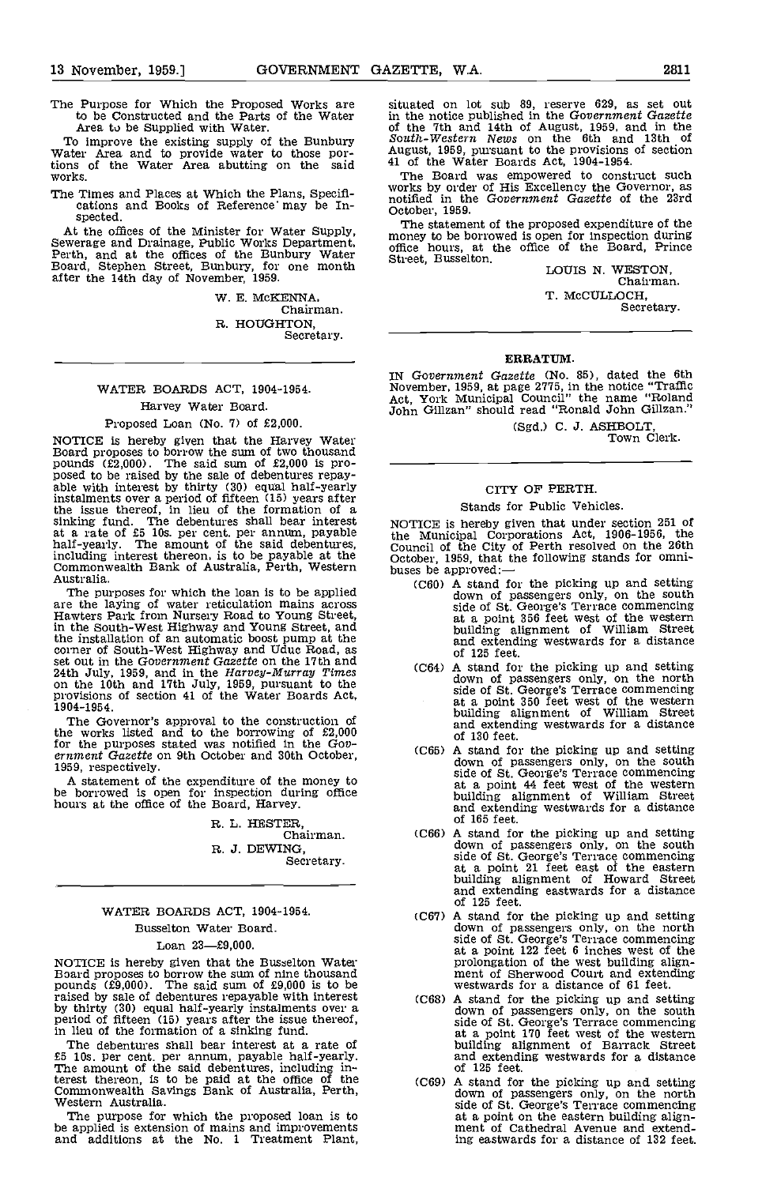The Purpose for Which the Proposed Works are to be Constructed and the Parts of the Water Area to be Supplied with Water.

To improve the existing supply of the Bunbury Water Area and to provide water to those portions of the Water Area abutting on the said works.

The Times and Places at Which the Plans, Specifications and Books of Reference may be Inspected.

At the offices of the Minister for Water Supply, Sewerage and Drainage, Public Works Department, Perth, and at the offices of the Bunbury Water Board, Stephen Street, Bunbury, for one month after the 14th day of November, 1959.

W. E. McKENNA,
Chairman.
R. HOUGHTON,
Secretary.

---

## WATER BOARDS ACT, 1904-1954.

### Harvey Water Board.

### Proposed Loan (No. 7) of £2,000.

NOTICE is hereby given that the Harvey Water Board proposes to borrow the sum of two thousand pounds (£2,000). The said sum of £2,000 is proposed to be raised by the sale of debentures repayable with interest by thirty (30) equal half-yearly instalments over a period of fifteen (15) years after the issue thereof, in lieu of the formation of a sinking fund. The debentures shall bear interest at a rate of £5 10s. per cent. per annum, payable half-yearly. The amount of the said debentures, including interest thereon, is to be payable at the Commonwealth Bank of Australia, Perth, Western Australia.

The purposes for which the loan is to be applied are the laying of water reticulation mains across Hawters Park from Nursery Road to Young Street, in the South-West Highway and Young Street, and the installation of an automatic boost pump at the corner of South-West Highway and Uduc Road, as set out in the *Government Gazette* on the 17th and 24th July, 1959, and in the *Harvey-Murray Times* on the 10th and 17th July, 1959, pursuant to the provisions of section 41 of the Water Boards Act, 1904-1954.

The Governor's approval to the construction of the works listed and to the borrowing of £2,000 for the purposes stated was notified in the *Government Gazette* on 9th October and 30th October, 1959, respectively.

A statement of the expenditure of the money to be borrowed is open for inspection during office hours at the office of the Board, Harvey.

R. L. HESTER,
Chairman.
R. J. DEWING,
Secretary.

---

## WATER BOARDS ACT, 1904-1954.

### Busselton Water Board.

### Loan 23—£9,000.

NOTICE is hereby given that the Busselton Water Board proposes to borrow the sum of nine thousand pounds (£9,000). The said sum of £9,000 is to be raised by sale of debentures repayable with interest by thirty (30) equal half-yearly instalments over a period of fifteen (15) years after the issue thereof, in lieu of the formation of a sinking fund.

The debentures shall bear interest at a rate of £5 10s. per cent. per annum, payable half-yearly. The amount of the said debentures, including interest thereon, is to be paid at the office of the Commonwealth Savings Bank of Australia, Perth, Western Australia.

The purpose for which the proposed loan is to be applied is extension of mains and improvements and additions at the No. 1 Treatment Plant, situated on lot sub 89, reserve 629, as set out in the notice published in the *Government Gazette* of the 7th and 14th of August, 1959, and in the *South-Western News* on the 6th and 13th of August, 1959, pursuant to the provisions of section 41 of the Water Boards Act, 1904-1954.

The Board was empowered to construct such works by order of His Excellency the Governor, as notified in the *Government Gazette* of the 23rd October, 1959.

The statement of the proposed expenditure of the money to be borrowed is open for inspection during office hours, at the office of the Board, Prince Street, Busselton.

LOUIS N. WESTON,
Chairman.
T. McCULLOCH,
Secretary.

---

## ERRATUM.

IN *Government Gazette* (No. 85), dated the 6th November, 1959, at page 2775, in the notice "Traffic Act, York Municipal Council" the name "Roland John Gillzan" should read "Ronald John Gillzan."

(Sgd.) C. J. ASHBOLT,
Town Clerk.

---

## CITY OF PERTH.

### Stands for Public Vehicles.

NOTICE is hereby given that under section 251 of the Municipal Corporations Act, 1906-1956, the Council of the City of Perth resolved on the 26th October, 1959, that the following stands for omnibuses be approved:—

(C60) A stand for the picking up and setting down of passengers only, on the south side of St. George's Terrace commencing at a point 356 feet west of the western building alignment of William Street and extending westwards for a distance of 125 feet.

(C64) A stand for the picking up and setting down of passengers only, on the north side of St. George's Terrace commencing at a point 350 feet west of the western building alignment of William Street and extending westwards for a distance of 130 feet.

(C65) A stand for the picking up and setting down of passengers only, on the south side of St. George's Terrace commencing at a point 44 feet west of the western building alignment of William Street and extending westwards for a distance of 165 feet.

(C66) A stand for the picking up and setting down of passengers only, on the south side of St. George's Terrace commencing at a point 21 feet east of the eastern building alignment of Howard Street and extending eastwards for a distance of 125 feet.

(C67) A stand for the picking up and setting down of passengers only, on the north side of St. George's Terrace commencing at a point 122 feet 6 inches west of the prolongation of the west building alignment of Sherwood Court and extending westwards for a distance of 61 feet.

(C68) A stand for the picking up and setting down of passengers only, on the south side of St. George's Terrace commencing at a point 170 feet west of the western building alignment of Barrack Street and extending westwards for a distance of 125 feet.

(C69) A stand for the picking up and setting down of passengers only, on the north side of St. George's Terrace commencing at a point on the eastern building alignment of Cathedral Avenue and extending eastwards for a distance of 132 feet.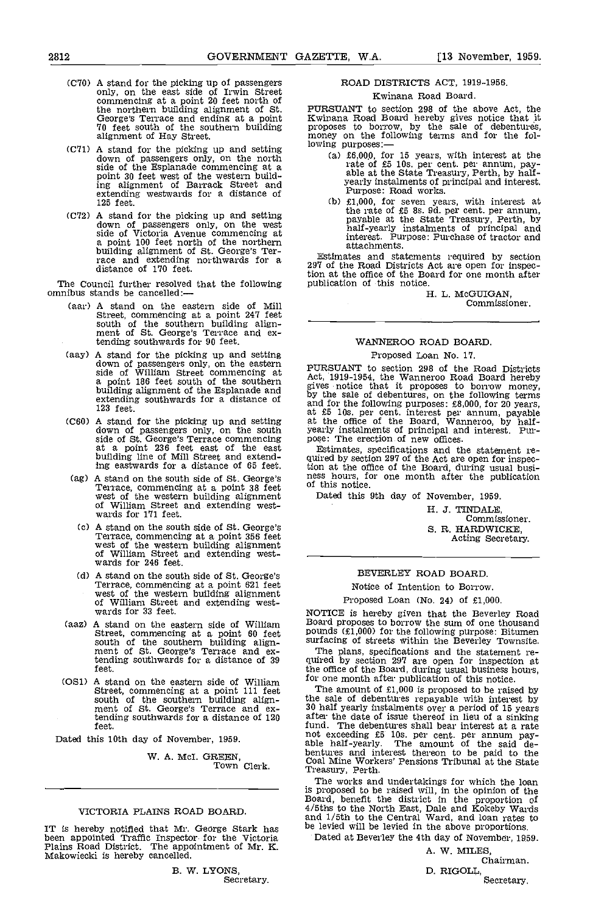(C70) A stand for the picking up of passengers only, on the east side of Irwin Street commencing at a point 20 feet north of the northern building alignment of St. George's Terrace and ending at a point 70 feet south of the southern building alignment of Hay Street.

(C71) A stand for the picking up and setting down of passengers only, on the north side of the Esplanade commencing at a point 30 feet west of the western building alignment of Barrack Street and extending westwards for a distance of 125 feet.

(C72) A stand for the picking up and setting down of passengers only, on the west side of Victoria Avenue commencing at a point 100 feet north of the northern building alignment of St. George's Terrace and extending northwards for a distance of 170 feet.

The Council further resolved that the following omnibus stands be cancelled:—

(aar) A stand on the eastern side of Mill Street, commencing at a point 247 feet south of the southern building alignment of St. George's Terrace and extending southwards for 90 feet.

(aay) A stand for the picking up and setting down of passengers only, on the eastern side of William Street commencing at a point 186 feet south of the southern building alignment of the Esplanade and extending southwards for a distance of 123 feet.

(C60) A stand for the picking up and setting down of passengers only, on the south side of St. George's Terrace commencing at a point 236 feet east of the east building line of Mill Street and extending eastwards for a distance of 65 feet.

(ag) A stand on the south side of St. George's Terrace, commencing at a point 38 feet west of the western building alignment of William Street and extending westwards for 171 feet.

(c) A stand on the south side of St. George's Terrace, commencing at a point 356 feet west of the western building alignment of William Street and extending westwards for 246 feet.

(d) A stand on the south side of St. George's Terrace, commencing at a point 621 feet west of the western building alignment of William Street and extending westwards for 33 feet.

(aaz) A stand on the eastern side of William Street, commencing at a point 60 feet south of the southern building alignment of St. George's Terrace and extending southwards for a distance of 39 feet.

(OS1) A stand on the eastern side of William Street, commencing at a point 111 feet south of the southern building alignment of St. George's Terrace and extending southwards for a distance of 120 feet.

Dated this 10th day of November, 1959.

W. A. McI. GREEN,
Town Clerk.

---

## VICTORIA PLAINS ROAD BOARD.

IT is hereby notified that Mr. George Stark has been appointed Traffic Inspector for the Victoria Plains Road District. The appointment of Mr. K. Makowiecki is hereby cancelled.

B. W. LYONS,
Secretary.

---

## ROAD DISTRICTS ACT, 1919-1956.

### Kwinana Road Board.

PURSUANT to section 298 of the above Act, the Kwinana Road Board hereby gives notice that it proposes to borrow, by the sale of debentures, money on the following terms and for the following purposes:—

(a) £6,000, for 15 years, with interest at the rate of £5 10s. per cent. per annum, payable at the State Treasury, Perth, by half-yearly instalments of principal and interest. Purpose: Road works.

(b) £1,000, for seven years, with interest at the rate of £5 8s. 9d. per cent. per annum, payable at the State Treasury, Perth, by half-yearly instalments of principal and interest. Purpose: Purchase of tractor and attachments.

Estimates and statements required by section 297 of the Road Districts Act are open for inspection at the office of the Board for one month after publication of this notice.

H. L. McGUIGAN,
Commissioner.

---

## WANNEROO ROAD BOARD.

### Proposed Loan No. 17.

PURSUANT to section 298 of the Road Districts Act, 1919-1954, the Wanneroo Road Board hereby gives notice that it proposes to borrow money, by the sale of debentures, on the following terms and for the following purposes: £8,000, for 20 years, at £5 10s. per cent. interest per annum, payable at the office of the Board, Wanneroo, by half-yearly instalments of principal and interest. Purpose: The erection of new offices.

Estimates, specifications and the statement required by section 297 of the Act are open for inspection at the office of the Board, during usual business hours, for one month after the publication of this notice.

Dated this 9th day of November, 1959.

H. J. TINDALE,
Commissioner.
S. R. HARDWICKE,
Acting Secretary.

---

## BEVERLEY ROAD BOARD.

### Notice of Intention to Borrow.

Proposed Loan (No. 24) of £1,000.

NOTICE is hereby given that the Beverley Road Board proposes to borrow the sum of one thousand pounds (£1,000) for the following purpose: Bitumen surfacing of streets within the Beverley Townsite.

The plans, specifications and the statement required by section 297 are open for inspection at the office of the Board, during usual business hours, for one month after publication of this notice.

The amount of £1,000 is proposed to be raised by the sale of debentures repayable with interest by 30 half yearly instalments over a period of 15 years after the date of issue thereof in lieu of a sinking fund. The debentures shall bear interest at a rate not exceeding £5 10s. per cent. per annum payable half-yearly. The amount of the said debentures and interest thereon to be paid to the Coal Mine Workers' Pensions Tribunal at the State Treasury, Perth.

The works and undertakings for which the loan is proposed to be raised will, in the opinion of the Board, benefit the district in the proportion of 4/5ths to the North East, Dale and Kokeby Wards and 1/5th to the Central Ward, and loan rates to be levied will be levied in the above proportions.

Dated at Beverley the 4th day of November, 1959.

A. W. MILES,
Chairman.
D. RIGOLL,
Secretary.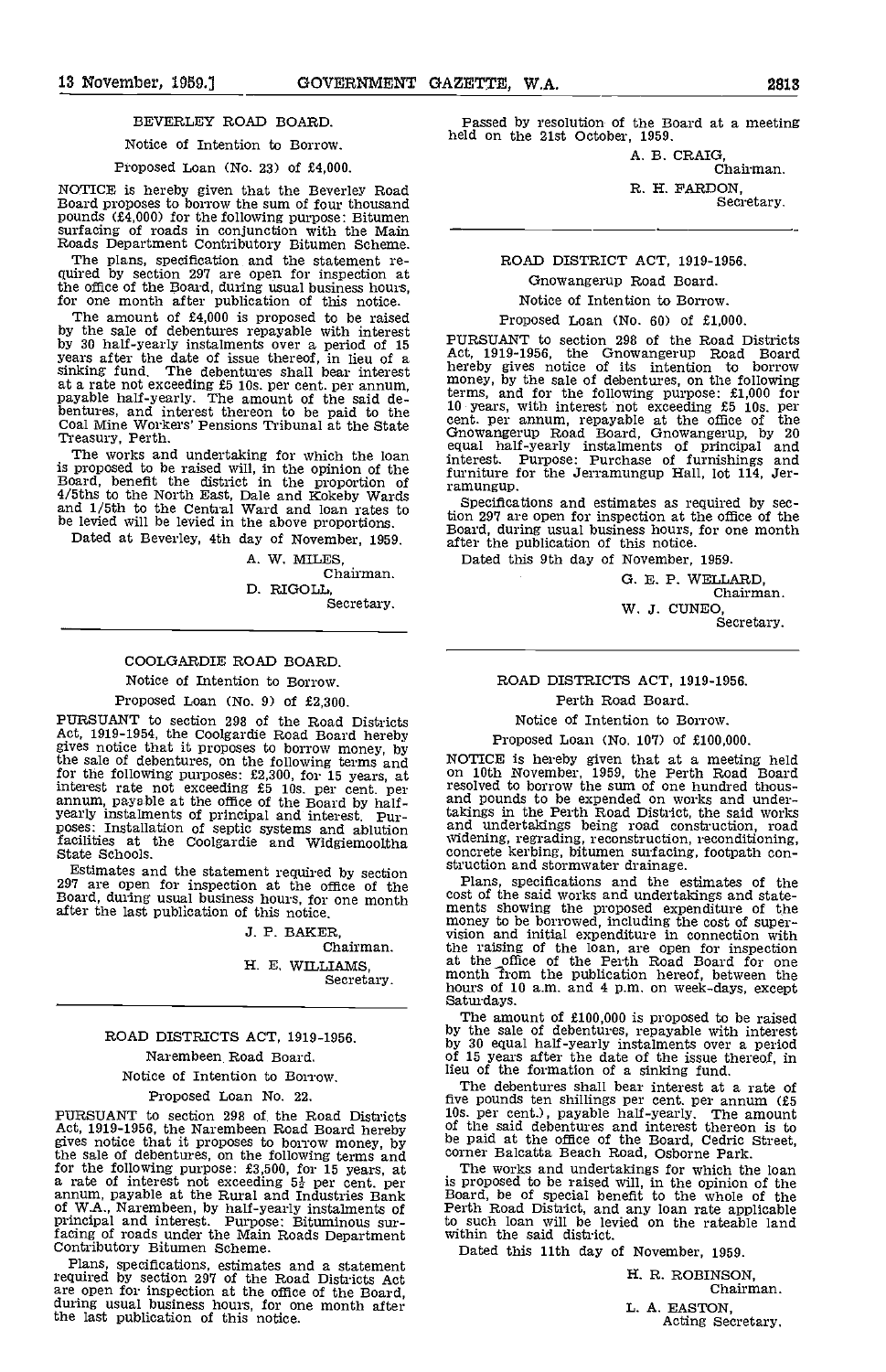## BEVERLEY ROAD BOARD.

Notice of Intention to Borrow.

Proposed Loan (No. 23) of £4,000.

NOTICE is hereby given that the Beverley Road Board proposes to borrow the sum of four thousand pounds (£4,000) for the following purpose: Bitumen surfacing of roads in conjunction with the Main Roads Department Contributory Bitumen Scheme.

The plans, specification and the statement required by section 297 are open for inspection at the office of the Board, during usual business hours, for one month after publication of this notice.

The amount of £4,000 is proposed to be raised by the sale of debentures repayable with interest by 30 half-yearly instalments over a period of 15 years after the date of issue thereof, in lieu of a sinking fund. The debentures shall bear interest at a rate not exceeding £5 10s. per cent. per annum, payable half-yearly. The amount of the said debentures, and interest thereon to be paid to the Coal Mine Workers' Pensions Tribunal at the State Treasury, Perth.

The works and undertaking for which the loan is proposed to be raised will, in the opinion of the Board, benefit the district in the proportion of 4/5ths to the North East, Dale and Kokeby Wards and 1/5th to the Central Ward and loan rates to be levied will be levied in the above proportions.

Dated at Beverley, 4th day of November, 1959.

A. W. MILES,
Chairman.

D. RIGOLL,
Secretary.

---

## COOLGARDIE ROAD BOARD.

Notice of Intention to Borrow.

Proposed Loan (No. 9) of £2,300.

PURSUANT to section 298 of the Road Districts Act, 1919-1954, the Coolgardie Road Board hereby gives notice that it proposes to borrow money, by the sale of debentures, on the following terms and for the following purposes: £2,300, for 15 years, at interest rate not exceeding £5 10s. per cent. per annum, payable at the office of the Board by half-yearly instalments of principal and interest. Purposes: Installation of septic systems and ablution facilities at the Coolgardie and Widgiemooltha State Schools.

Estimates and the statement required by section 297 are open for inspection at the office of the Board, during usual business hours, for one month after the last publication of this notice.

J. P. BAKER,
Chairman.

H. E. WILLIAMS,
Secretary.

---

## ROAD DISTRICTS ACT, 1919-1956.

Narembeen Road Board.

Notice of Intention to Borrow.

Proposed Loan No. 22.

PURSUANT to section 298 of the Road Districts Act, 1919-1956, the Narembeen Road Board hereby gives notice that it proposes to borrow money, by the sale of debentures, on the following terms and for the following purpose: £3,500, for 15 years, at a rate of interest not exceeding 5½ per cent. per annum, payable at the Rural and Industries Bank of W.A., Narembeen, by half-yearly instalments of principal and interest. Purpose: Bituminous surfacing of roads under the Main Roads Department Contributory Bitumen Scheme.

Plans, specifications, estimates and a statement required by section 297 of the Road Districts Act are open for inspection at the office of the Board, during usual business hours, for one month after the last publication of this notice.

Passed by resolution of the Board at a meeting held on the 21st October, 1959.

A. B. CRAIG,
Chairman.

R. H. FARDON,
Secretary.

---

## ROAD DISTRICT ACT, 1919-1956.

Gnowangerup Road Board.

Notice of Intention to Borrow.

Proposed Loan (No. 60) of £1,000.

PURSUANT to section 298 of the Road Districts Act, 1919-1956, the Gnowangerup Road Board hereby gives notice of its intention to borrow money, by the sale of debentures, on the following terms, and for the following purpose: £1,000 for 10 years, with interest not exceeding £5 10s. per cent. per annum, repayable at the office of the Gnowangerup Road Board, Gnowangerup, by 20 equal half-yearly instalments of principal and interest. Purpose: Purchase of furnishings and furniture for the Jerramungup Hall, lot 114, Jerramungup.

Specifications and estimates as required by section 297 are open for inspection at the office of the Board, during usual business hours, for one month after the publication of this notice.

Dated this 9th day of November, 1959.

G. E. P. WELLARD,
Chairman.

W. J. CUNEO,
Secretary.

---

## ROAD DISTRICTS ACT, 1919-1956.

Perth Road Board.

Notice of Intention to Borrow.

Proposed Loan (No. 107) of £100,000.

NOTICE is hereby given that at a meeting held on 10th November, 1959, the Perth Road Board resolved to borrow the sum of one hundred thousand pounds to be expended on works and undertakings in the Perth Road District, the said works and undertakings being road construction, road widening, regrading, reconstruction, reconditioning, concrete kerbing, bitumen surfacing, footpath construction and stormwater drainage.

Plans, specifications and the estimates of the cost of the said works and undertakings and statements showing the proposed expenditure of the money to be borrowed, including the cost of supervision and initial expenditure in connection with the raising of the loan, are open for inspection at the office of the Perth Road Board for one month from the publication hereof, between the hours of 10 a.m. and 4 p.m. on week-days, except Saturdays.

The amount of £100,000 is proposed to be raised by the sale of debentures, repayable with interest by 30 equal half-yearly instalments over a period of 15 years after the date of the issue thereof, in lieu of the formation of a sinking fund.

The debentures shall bear interest at a rate of five pounds ten shillings per cent. per annum (£5 10s. per cent.), payable half-yearly. The amount of the said debentures and interest thereon is to be paid at the office of the Board, Cedric Street, corner Balcatta Beach Road, Osborne Park.

The works and undertakings for which the loan is proposed to be raised will, in the opinion of the Board, be of special benefit to the whole of the Perth Road District, and any loan rate applicable to such loan will be levied on the rateable land within the said district.

Dated this 11th day of November, 1959.

H. R. ROBINSON,
Chairman.

L. A. EASTON,
Acting Secretary.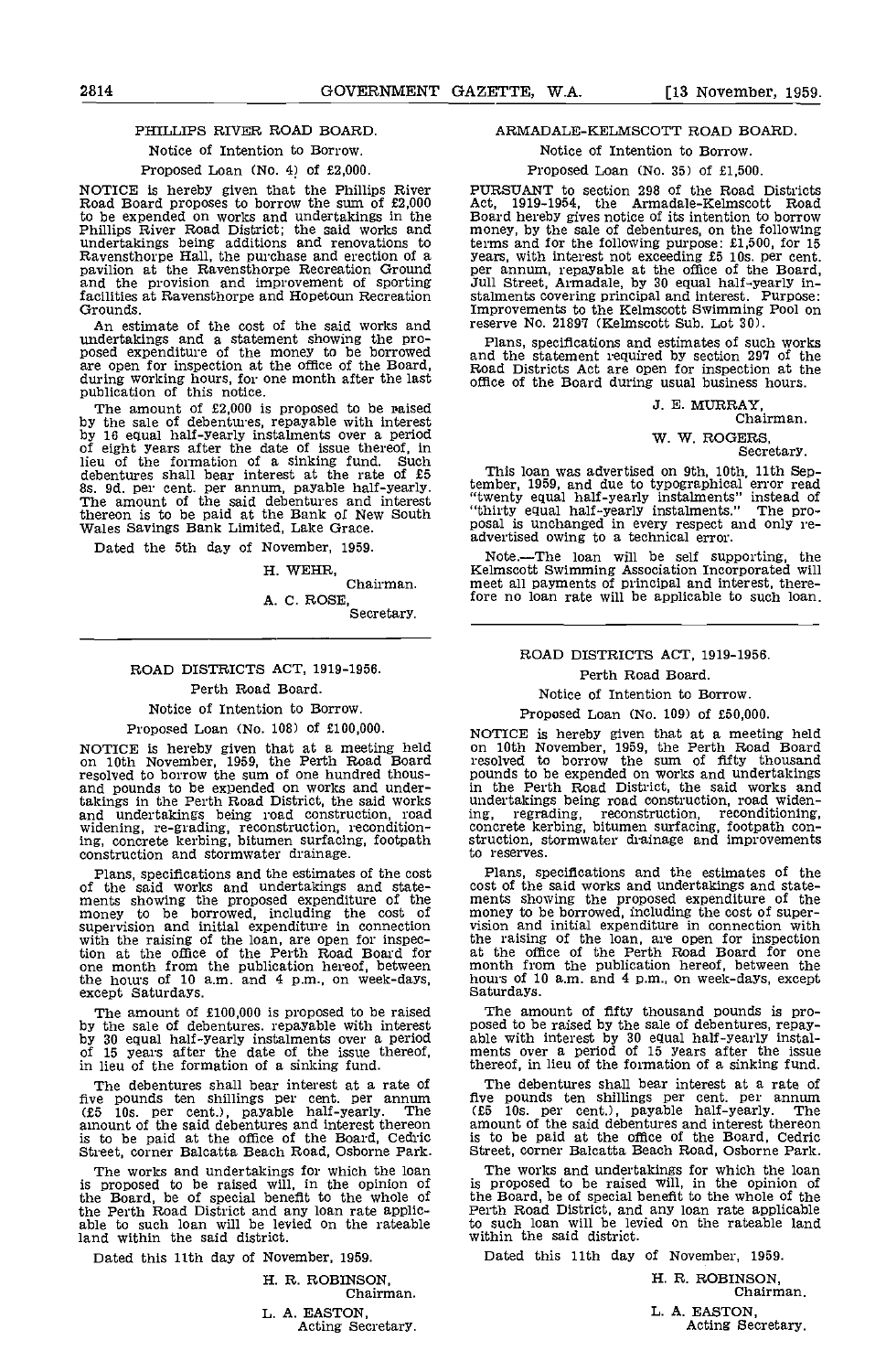## PHILLIPS RIVER ROAD BOARD.

Notice of Intention to Borrow.

Proposed Loan (No. 4) of £2,000.

NOTICE is hereby given that the Phillips River Road Board proposes to borrow the sum of £2,000 to be expended on works and undertakings in the Phillips River Road District; the said works and undertakings being additions and renovations to Ravensthorpe Hall, the purchase and erection of a pavilion at the Ravensthorpe Recreation Ground and the provision and improvement of sporting facilities at Ravensthorpe and Hopetoun Recreation Grounds.

An estimate of the cost of the said works and undertakings and a statement showing the proposed expenditure of the money to be borrowed are open for inspection at the office of the Board, during working hours, for one month after the last publication of this notice.

The amount of £2,000 is proposed to be raised by the sale of debentures, repayable with interest by 16 equal half-yearly instalments over a period of eight years after the date of issue thereof, in lieu of the formation of a sinking fund. Such debentures shall bear interest at the rate of £5 8s. 9d. per cent. per annum, payable half-yearly. The amount of the said debentures and interest thereon is to be paid at the Bank of New South Wales Savings Bank Limited, Lake Grace.

Dated the 5th day of November, 1959.

H. WEHR,
Chairman.

A. C. ROSE,
Secretary.

---

## ARMADALE-KELMSCOTT ROAD BOARD.

Notice of Intention to Borrow.

Proposed Loan (No. 35) of £1,500.

PURSUANT to section 298 of the Road Districts Act, 1919-1954, the Armadale-Kelmscott Road Board hereby gives notice of its intention to borrow money, by the sale of debentures, on the following terms and for the following purpose: £1,500, for 15 years, with interest not exceeding £5 10s. per cent. per annum, repayable at the office of the Board, Jull Street, Armadale, by 30 equal half-yearly instalments covering principal and interest. Purpose: Improvements to the Kelmscott Swimming Pool on reserve No. 21897 (Kelmscott Sub. Lot 30).

Plans, specifications and estimates of such works and the statement required by section 297 of the Road Districts Act are open for inspection at the office of the Board during usual business hours.

J. E. MURRAY,
Chairman.

W. W. ROGERS,
Secretary.

This loan was advertised on 9th, 10th, 11th September, 1959, and due to typographical error read "twenty equal half-yearly instalments" instead of "thirty equal half-yearly instalments." The proposal is unchanged in every respect and only re-advertised owing to a technical error.

Note.—The loan will be self supporting, the Kelmscott Swimming Association Incorporated will meet all payments of principal and interest, therefore no loan rate will be applicable to such loan.

---

## ROAD DISTRICTS ACT, 1919-1956.

Perth Road Board.

Notice of Intention to Borrow.

Proposed Loan (No. 108) of £100,000.

NOTICE is hereby given that at a meeting held on 10th November, 1959, the Perth Road Board resolved to borrow the sum of one hundred thousand pounds to be expended on works and undertakings in the Perth Road District, the said works and undertakings being road construction, road widening, re-grading, reconstruction, reconditioning, concrete kerbing, bitumen surfacing, footpath construction and stormwater drainage.

Plans, specifications and the estimates of the cost of the said works and undertakings and statements showing the proposed expenditure of the money to be borrowed, including the cost of supervision and initial expenditure in connection with the raising of the loan, are open for inspection at the office of the Perth Road Board for one month from the publication hereof, between the hours of 10 a.m. and 4 p.m., on week-days, except Saturdays.

The amount of £100,000 is proposed to be raised by the sale of debentures, repayable with interest by 30 equal half-yearly instalments over a period of 15 years after the date of the issue thereof, in lieu of the formation of a sinking fund.

The debentures shall bear interest at a rate of five pounds ten shillings per cent. per annum (£5 10s. per cent.), payable half-yearly. The amount of the said debentures and interest thereon is to be paid at the office of the Board, Cedric Street, corner Balcatta Beach Road, Osborne Park.

The works and undertakings for which the loan is proposed to be raised will, in the opinion of the Board, be of special benefit to the whole of the Perth Road District and any loan rate applicable to such loan will be levied on the rateable land within the said district.

Dated this 11th day of November, 1959.

H. R. ROBINSON,
Chairman.

L. A. EASTON,
Acting Secretary.

---

## ROAD DISTRICTS ACT, 1919-1956.

Perth Road Board.

Notice of Intention to Borrow.

Proposed Loan (No. 109) of £50,000.

NOTICE is hereby given that at a meeting held on 10th November, 1959, the Perth Road Board resolved to borrow the sum of fifty thousand pounds to be expended on works and undertakings in the Perth Road District, the said works and undertakings being road construction, road widening, regrading, reconstruction, reconditioning, concrete kerbing, bitumen surfacing, footpath construction, stormwater drainage and improvements to reserves.

Plans, specifications and the estimates of the cost of the said works and undertakings and statements showing the proposed expenditure of the money to be borrowed, including the cost of supervision and initial expenditure in connection with the raising of the loan, are open for inspection at the office of the Perth Road Board for one month from the publication hereof, between the hours of 10 a.m. and 4 p.m., on week-days, except Saturdays.

The amount of fifty thousand pounds is proposed to be raised by the sale of debentures, repayable with interest by 30 equal half-yearly instalments over a period of 15 years after the issue thereof, in lieu of the formation of a sinking fund.

The debentures shall bear interest at a rate of five pounds ten shillings per cent. per annum (£5 10s. per cent.), payable half-yearly. The amount of the said debentures and interest thereon is to be paid at the office of the Board, Cedric Street, corner Balcatta Beach Road, Osborne Park.

The works and undertakings for which the loan is proposed to be raised will, in the opinion of the Board, be of special benefit to the whole of the Perth Road District, and any loan rate applicable to such loan will be levied on the rateable land within the said district.

Dated this 11th day of November, 1959.

H. R. ROBINSON,
Chairman.

L. A. EASTON,
Acting Secretary.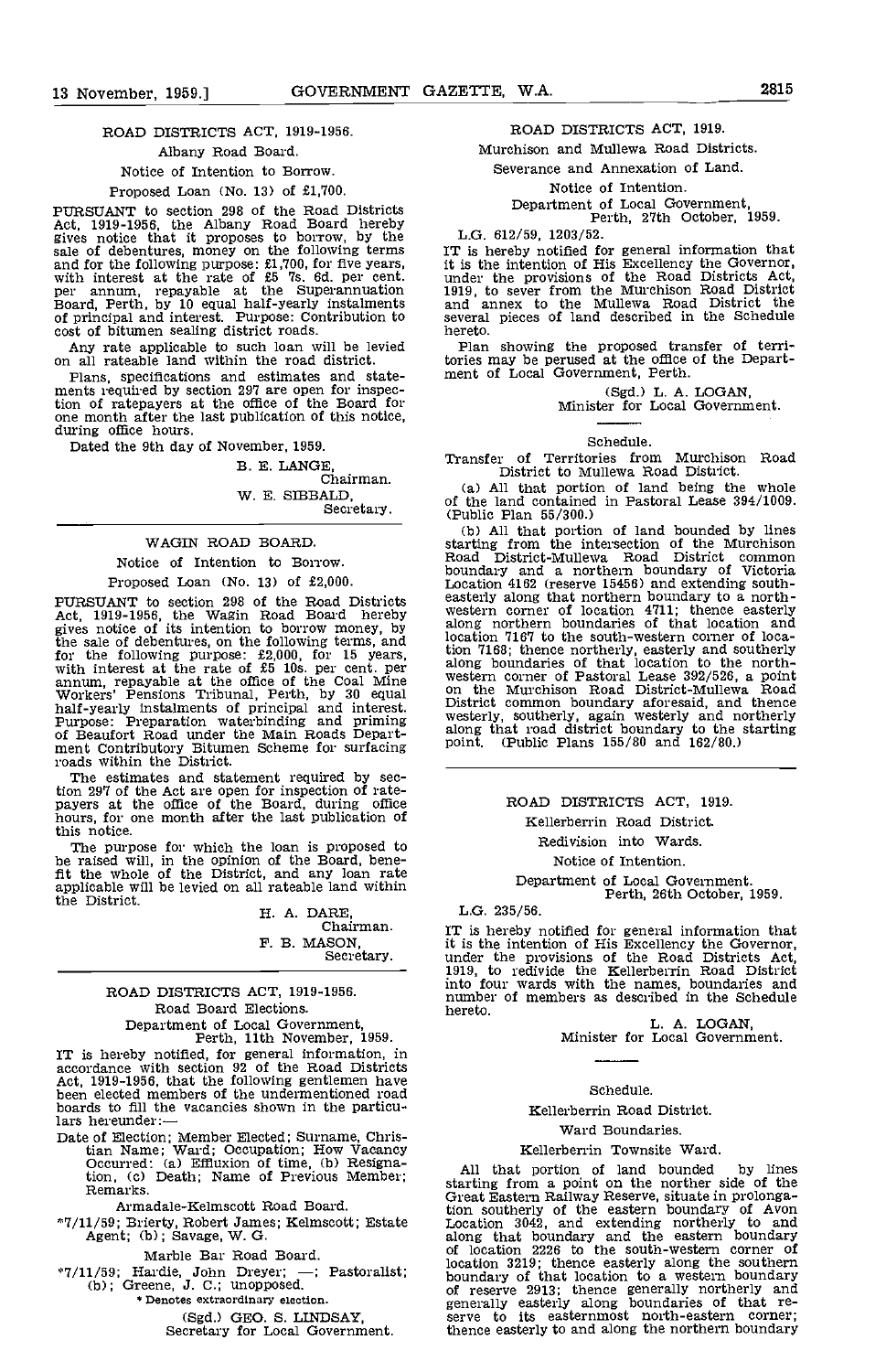ROAD DISTRICTS ACT, 1919-1956.

Albany Road Board.

Notice of Intention to Borrow.

Proposed Loan (No. 13) of £1,700.

PURSUANT to section 298 of the Road Districts Act, 1919-1956, the Albany Road Board hereby gives notice that it proposes to borrow, by the sale of debentures, money on the following terms and for the following purpose: £1,700, for five years, with interest at the rate of £5 7s. 6d. per cent. per annum, repayable at the Superannuation Board, Perth, by 10 equal half-yearly instalments of principal and interest. Purpose: Contribution to cost of bitumen sealing district roads.

Any rate applicable to such loan will be levied on all rateable land within the road district.

Plans, specifications and estimates and statements required by section 297 are open for inspection of ratepayers at the office of the Board for one month after the last publication of this notice, during office hours.

Dated the 9th day of November, 1959.

B. E. LANGE,
Chairman.

W. E. SIBBALD,
Secretary.

---

WAGIN ROAD BOARD.

Notice of Intention to Borrow.

Proposed Loan (No. 13) of £2,000.

PURSUANT to section 298 of the Road Districts Act, 1919-1956, the Wagin Road Board hereby gives notice of its intention to borrow money, by the sale of debentures, on the following terms, and for the following purpose: £2,000, for 15 years, with interest at the rate of £5 10s. per cent. per annum, repayable at the office of the Coal Mine Workers' Pensions Tribunal, Perth, by 30 equal half-yearly instalments of principal and interest. Purpose: Preparation waterbinding and priming of Beaufort Road under the Main Roads Department Contributory Bitumen Scheme for surfacing roads within the District.

The estimates and statement required by section 297 of the Act are open for inspection of ratepayers at the office of the Board, during office hours, for one month after the last publication of this notice.

The purpose for which the loan is proposed to be raised will, in the opinion of the Board, benefit the whole of the District, and any loan rate applicable will be levied on all rateable land within the District.

H. A. DARE,
Chairman.

F. B. MASON,
Secretary.

---

ROAD DISTRICTS ACT, 1919-1956.

Road Board Elections.

Department of Local Government,
Perth, 11th November, 1959.

IT is hereby notified, for general information, in accordance with section 92 of the Road Districts Act, 1919-1956, that the following gentlemen have been elected members of the undermentioned road boards to fill the vacancies shown in the particulars hereunder:—

Date of Election; Member Elected; Surname, Christian Name; Ward; Occupation; How Vacancy Occurred: (a) Effluxion of time, (b) Resignation, (c) Death; Name of Previous Member; Remarks.

Armadale-Kelmscott Road Board.

*7/11/59; Brierty, Robert James; Kelmscott; Estate Agent; (b); Savage, W. G.

Marble Bar Road Board.

*7/11/59; Hardie, John Dreyer; —; Pastoralist; (b); Greene, J. C.; unopposed.

\* Denotes extraordinary election.

(Sgd.) GEO. S. LINDSAY,
Secretary for Local Government.

---

ROAD DISTRICTS ACT, 1919.

Murchison and Mullewa Road Districts.

Severance and Annexation of Land.

Notice of Intention.

Department of Local Government,
Perth, 27th October, 1959.

L.G. 612/59, 1203/52.

IT is hereby notified for general information that it is the intention of His Excellency the Governor, under the provisions of the Road Districts Act, 1919, to sever from the Murchison Road District and annex to the Mullewa Road District the several pieces of land described in the Schedule hereto.

Plan showing the proposed transfer of territories may be perused at the office of the Department of Local Government, Perth.

(Sgd.) L. A. LOGAN,
Minister for Local Government.

Schedule.

Transfer of Territories from Murchison Road District to Mullewa Road District.

(a) All that portion of land being the whole of the land contained in Pastoral Lease 394/1009. (Public Plan 55/300.)

(b) All that portion of land bounded by lines starting from the intersection of the Murchison Road District-Mullewa Road District common boundary and a northern boundary of Victoria Location 4162 (reserve 15456) and extending southeasterly along that northern boundary to a northwestern corner of location 4711; thence easterly along northern boundaries of that location and location 7167 to the south-western corner of location 7168; thence northerly, easterly and southerly along boundaries of that location to the northwestern corner of Pastoral Lease 392/526, a point on the Murchison Road District-Mullewa Road District common boundary aforesaid, and thence westerly, southerly, again westerly and northerly along that road district boundary to the starting point. (Public Plans 155/80 and 162/80.)

---

ROAD DISTRICTS ACT, 1919.

Kellerberrin Road District.

Redivision into Wards.

Notice of Intention.

Department of Local Government.
Perth, 26th October, 1959.

L.G. 235/56.

IT is hereby notified for general information that it is the intention of His Excellency the Governor, under the provisions of the Road Districts Act, 1919, to redivide the Kellerberrin Road District into four wards with the names, boundaries and number of members as described in the Schedule hereto.

L. A. LOGAN,
Minister for Local Government.

Schedule.

Kellerberrin Road District.

Ward Boundaries.

Kellerberrin Townsite Ward.

All that portion of land bounded by lines starting from a point on the norther side of the Great Eastern Railway Reserve, situate in prolongation southerly of the eastern boundary of Avon Location 3042, and extending northerly to and along that boundary and the eastern boundary of location 2226 to the south-western corner of location 3219; thence easterly along the southern boundary of that location to a western boundary of reserve 2913; thence generally northerly and generally easterly along boundaries of that reserve to its easternmost north-eastern corner; thence easterly to and along the northern boundary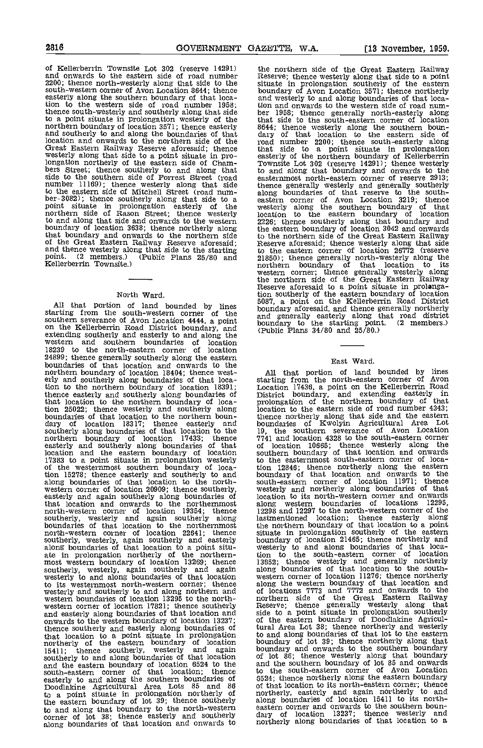of Kellerberrin Townsite Lot 302 (reserve 14291) and onwards to the eastern side of road number 2200; thence north-westerly along that side to the south-western corner of Avon Location 8644; thence easterly along the southern boundary of that location to the western side of road number 1958; thence south-westerly and southerly along that side to a point situate in prolongation westerly of the northern boundary of location 3571; thence easterly and southerly to and along the boundaries of that location and onwards to the northern side of the Great Eastern Railway Reserve aforesaid; thence westerly along that side to a point situate in prolongation northerly of the eastern side of Chambers Street; thence southerly to and along that side to the southern side of Forrest Street (road number 11169); thence westerly along that side to the eastern side of Mitchell Street (road number 3082); thence southerly along that side to a point situate in prolongation easterly of the northern side of Rason Street; thence westerly to and along that side and onwards to the western boundary of location 3638; thence northerly along that boundary and onwards to the northern side of the Great Eastern Railway Reserve aforesaid; and thence westerly along that side to the starting point. (2 members.) (Public Plans 25/80 and Kellerberrin Townsite.)

## North Ward.

All that portion of land bounded by lines starting from the south-western corner of the southern severance of Avon Location 4444, a point on the Kellerberrin Road District boundary, and extending southerly and easterly to and along the western and southern boundaries of location 18239 to the north-eastern corner of location 24899; thence generally southerly along the eastern boundaries of that location and onwards to the northern boundary of location 18404; thence westerly and southerly along boundaries of that location to the northern boundary of location 18391; thence easterly and southerly along boundaries of that location to the northern boundary of location 25022; thence westerly and southerly along boundaries of that location to the northern boundary of location 18317; thence easterly and southerly along boundaries of that location to the northern boundary of location 17433; thence easterly and southerly along boundaries of that location and the eastern boundary of location 17383 to a point situate in prolongation westerly of the westernmost southern boundary of location 15278; thence easterly and southerly to and along boundaries of that location to the northwestern corner of location 20909; thence southerly, easterly and again southerly along boundaries of that location and onwards to the northernmost north-western corner of location 19354; thence southerly, westerly and again southerly along boundaries of that location to the northernmost north-western corner of location 22641; thence southerly, westerly, again southerly and easterly along boundaries of that location to a point situate in prolongation northerly of the northernmost western boundary of location 13269; thence southerly, westerly, again southerly and again westerly to and along boundaries of that location to its westernmost north-western corner; thence westerly and southerly to and along northern and western boundaries of location 13295 to the northwestern corner of location 17821; thence southerly and easterly along boundaries of that location and onwards to the western boundary of location 13237; thence southerly and easterly along boundaries of that location to a point situate in prolongation northerly of the eastern boundary of location 15411; thence southerly, westerly and again southerly to and along boundaries of that location and the eastern boundary of location 6524 to the south-eastern corner of that location; thence easterly to and along the southern boundaries of Doodlakine Agricultural Area Lots 85 and 86 to a point situate in prolongation northerly of the eastern boundary of lot 39; thence southerly to and along that boundary to the north-western corner of lot 38; thence easterly and southerly along boundaries of that location and onwards to the northern side of the Great Eastern Railway Reserve; thence westerly along that side to a point situate in prolongation southerly of the eastern boundary of Avon Location 3571; thence northerly and westerly to and along boundaries of that location and onwards to the western side of road number 1958; thence generally north-easterly along that side to the south-eastern corner of location 8644; thence westerly along the southern boundary of that location to the eastern side of road number 2200; thence south-easterly along that side to a point situate in prolongation easterly of the northern boundary of Kellerberrin Townsite Lot 302 (reserve 14291); thence westerly to and along that boundary and onwards to the easternmost north-eastern corner of reserve 2913; thence generally westerly and generally southerly along boundaries of that reserve to the southeastern corner of Avon Location 3219; thence westerly along the southern boundary of that location to the eastern boundary of location 2226; thence southerly along that boundary and the eastern boundary of location 3042 and onwards to the northern side of the Great Eastern Railway Reserve aforesaid; thence westerly along that side to the eastern corner of location 26772 (reserve 21850); thence generally north-westerly along the northern boundary of that location to its western corner; thence generally westerly along the northern side of the Great Eastern Railway Reserve aforesaid to a point situate in prolongation southerly of the eastern boundary of location 5087, a point on the Kellerberrin Road District boundary aforesaid, and thence generally northerly and generally easterly along that road district boundary to the starting point. (2 members.) (Public Plans 34/80 and 25/80.)

## East Ward.

All that portion of land bounded by lines starting from the north-eastern corner of Avon Location 17436, a point on the Kellerberrin Road District boundary, and extending easterly in prolongation of the northern boundary of that location to the eastern side of road number 4343; thence northerly along that side and the eastern boundaries of Kwolyin Agricultural Area Lot 19, the southern severance of Avon Location 7741 and location 4328 to the south-eastern corner of location 10665; thence westerly along the southern boundary of that location and onwards to the easternmost south-eastern corner of location 12846; thence northerly along the eastern boundary of that location and onwards to the south-eastern corner of location 11971; thence westerly and northerly along boundaries of that location to its north-western corner and onwards along western boundaries of locations 12295, 12298 and 12297 to the north-western corner of the lastmentioned location; thence easterly along the northern boundary of that location to a point situate in prolongation southerly of the eastern boundary of location 21465; thence northerly and westerly to and along boundaries of that location to the south-eastern corner of location 13852; thence westerly and generally northerly along boundaries of that location to the south-western corner of location 11276; thence northerly along the western boundary of that location and of locations 7773 and 7772 and onwards to the northern side of the Great Eastern Railway Reserve; thence generally westerly along that side to a point situate in prolongation southerly of the eastern boundary of Doodlakine Agricultural Area Lot 38; thence northerly and westerly to and along boundaries of that lot to the eastern boundary of lot 39; thence northerly along that boundary and onwards to the southern boundary of lot 86; thence westerly along that boundary and the southern boundary of lot 85 and onwards to the south-eastern corner of Avon Location 5524; thence northerly along the eastern boundary of that location to its north-eastern corner; thence northerly, easterly and again northerly to and along boundaries of location 15411 to its northeastern corner and onwards to the southern boundary of location 13237; thence westerly and northerly along boundaries of that location to a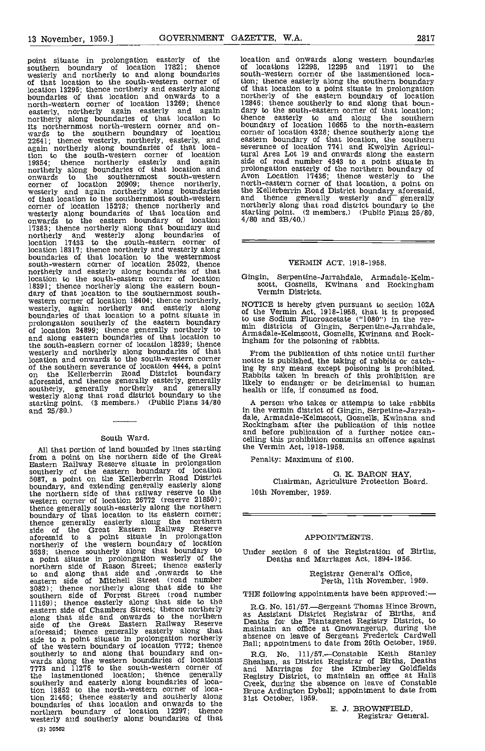point situate in prolongation easterly of the southern boundary of location 17821; thence westerly and northerly to and along boundaries of that location to the south-western corner of location 13295; thence northerly and easterly along boundaries of that location and onwards to a north-western corner of location 13269; thence easterly, northerly again easterly and again northerly along boundaries of that location to its northernmost north-western corner and onwards to the southern boundary of location 22641; thence westerly, northerly, easterly, and again northerly along boundaries of that location to the south-western corner of location 19354; thence northerly easterly and again northerly along boundaries of that location and onwards to the southernmost south-western corner of location 20909; thence northerly, westerly and again northerly along boundaries of that location to the southernmost south-western corner of location 15278; thence northerly and westerly along boundaries of that location and onwards to the eastern boundary of location 17383; thence northerly along that boundary and northerly and westerly along boundaries of location 17433 to the south-eastern corner of location 18317; thence northerly and westerly along boundaries of that location to the westernmost south-western corner of location 25022, thence northerly and easterly along boundaries of that location to the south-eastern corner of location 18391; thence northerly along the eastern boundary of that location to the southernmost south-western corner of location 18404; thence northerly, westerly, again northerly and easterly along boundaries of that location to a point situate in prolongation southerly of the eastern boundary of location 24899; thence generally northerly to and along eastern boundaries of that location to the south-eastern corner of location 18239; thence westerly and northerly along boundaries of that location and onwards to the south-western corner of the southern severance of location 4444, a point on the Kellerberrin Road District boundary aforesaid, and thence generally easterly, generally southerly, generally northerly and generally westerly along that road district boundary to the starting point. (3 members.) (Public Plans 34/80 and 25/80.)

## South Ward.

All that portion of land bounded by lines starting from a point on the northern side of the Great Eastern Railway Reserve situate in prolongation southerly of the eastern boundary of location 5087, a point on the Kellerberrin Road District boundary, and extending generally easterly along the northern side of that railway reserve to the western corner of location 26772 (reserve 21850); thence generally south-easterly along the northern boundary of that location to its eastern corner; thence generally easterly along the northern side of the Great Eastern Railway Reserve aforesaid to a point situate in prolongation northerly of the western boundary of location 3638; thence southerly along that boundary to a point situate in prolongation westerly of the northern side of Rason Street; thence easterly to and along that side and onwards to the eastern side of Mitchell Street (road number 3082); thence northerly along that side to the southern side of Forrest Street (road number 11169); thence easterly along that side to the eastern side of Chambers Street; thence northerly along that side and onwards to the northern side of the Great Eastern Railway Reserve aforesaid; thence generally easterly along that side to a point situate in prolongation northerly of the western boundary of location 7772; thence southerly to and along that boundary and onwards along the western boundaries of locations 7773 and 11276 to the south-western corner of the lastmentioned location; thence generally southerly and easterly along boundaries of location 13852 to the north-western corner of location 21465; thence easterly and southerly along boundaries of that location and onwards to the northern boundary of location 12297; thence westerly and southerly along boundaries of that location and onwards along western boundaries of locations 12298, 12295 and 11971 to the south-western corner of the lastmentioned location; thence easterly along the southern boundary of that location to a point situate in prolongation northerly of the eastern boundary of location 12846; thence southerly to and along that boundary to the south-eastern corner of that location; thence easterly to and along the southern boundary of location 10665 to the north-eastern corner of location 4328; thence southerly along the eastern boundary of that location, the southern severance of location 7741 and Kwolyin Agricultural Area Lot 19 and onwards along the eastern side of road number 4343 to a point situate in prolongation easterly of the northern boundary of Avon Location 17436; thence westerly to the north-eastern corner of that location, a point on the Kellerberrin Road District boundary aforesaid, and thence generally westerly and generally northerly along that road district boundary to the starting point. (2 members.) (Public Plans 25/80, 4/80 and 3B/40.)

---

## VERMIN ACT, 1918-1958.

Gingin, Serpentine-Jarrahdale, Armadale-Kelmscott, Gosnells, Kwinana and Rockingham Vermin Districts.

NOTICE is hereby given pursuant to section 102A of the Vermin Act, 1918-1958, that it is proposed to use Sodium Fluoroacetate ("1080") in the vermin districts of Gingin, Serpentine-Jarrahdale, Armadale-Kelmscott, Gosnells, Kwinana and Rockingham for the poisoning of rabbits.

From the publication of this notice until further notice is published, the taking of rabbits or catching by any means except poisoning is prohibited. Rabbits taken in breach of this prohibition are likely to endanger or be detrimental to human health or life, if consumed as food.

A person who takes or attempts to take rabbits in the vermin district of Gingin, Serpetine-Jarrahdale, Armadale-Kelmscott, Gosnells, Kwinana and Rockingham after the publication of this notice and before publication of a further notice cancelling this prohibition commits an offence against the Vermin Act, 1918-1958.

Penalty: Maximum of £100.

G. K. BARON HAY,
Chairman, Agriculture Protection Board.

10th November, 1959.

---

## APPOINTMENTS.

Under section 6 of the Registration of Births, Deaths and Marriages Act, 1894-1956.

Registrar General's Office,
Perth, 11th November, 1959.

THE following appointments have been approved:—

R.G. No. 151/57.—Sergeant Thomas Hince Brown, as Assistant District Registrar of Births, and Deaths for the Plantagenet Registry District, to maintain an office at Gnowangerup, during the absence on leave of Sergeant Frederick Cardwell Ball; appointment to date from 26th October, 1959.

R.G. No. 111/57.—Constable Keith Stanley Sheahan, as District Registrar of Births, Deaths and Marriages for the Kimberley Goldfields Registry District, to maintain an office at Halls Creek, during the absence on leave of Constable Bruce Ardington Dyball; appointment to date from 31st October, 1959.

E. J. BROWNFIELD,
Registrar General.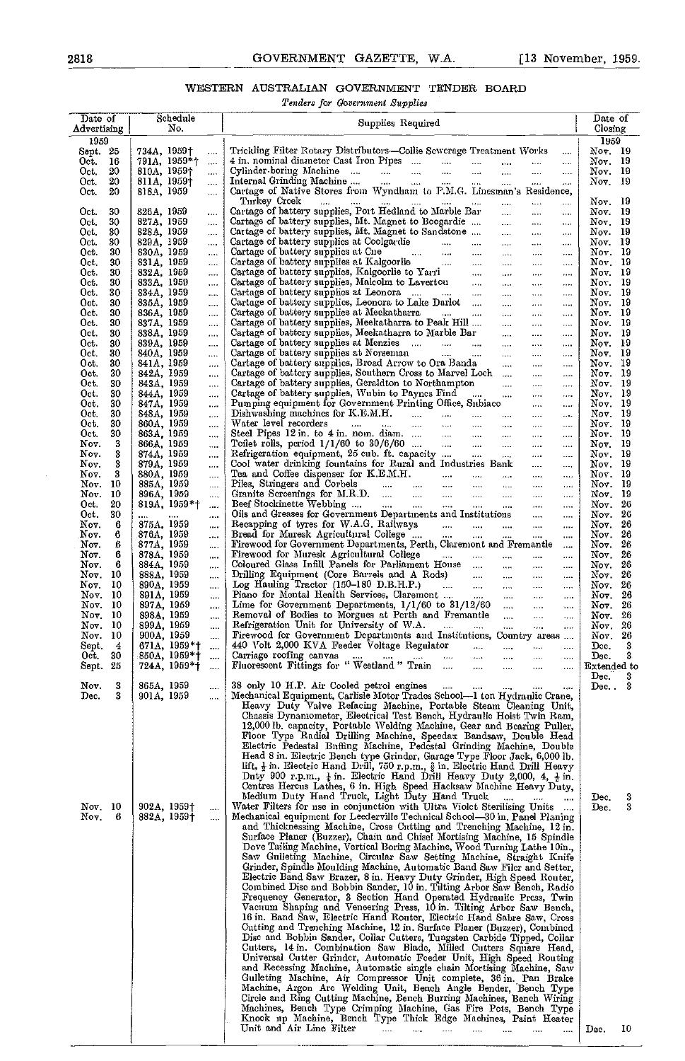## WESTERN AUSTRALIAN GOVERNMENT TENDER BOARD

*Tenders for Government Supplies*

| Date of Advertising | Schedule No. | Supplies Required | Date of Closing |
|---|---|---|---|
| 1959 | | | 1959 |
| Sept. 25 | 734A, 1959† | Trickling Filter Rotary Distributors—Collie Sewerage Treatment Works | Nov. 19 |
| Oct. 16 | 791A, 1959*† | 4 in. nominal diameter Cast Iron Pipes | Nov. 19 |
| Oct. 20 | 810A, 1959† | Cylinder-boring Machine | Nov. 19 |
| Oct. 20 | 811A, 1959† | Internal Grinding Machine | Nov. 19 |
| Oct. 20 | 818A, 1959 | Cartage of Native Stores from Wyndham to P.M.G. Linesman's Residence, Turkey Creek | Nov. 19 |
| Oct. 30 | 826A, 1959 | Cartage of battery supplies, Port Hedland to Marble Bar | Nov. 19 |
| Oct. 30 | 827A, 1959 | Cartage of battery supplies, Mt. Magnet to Boogardie | Nov. 19 |
| Oct. 30 | 828A, 1959 | Cartage of battery supplies, Mt. Magnet to Sandstone | Nov. 19 |
| Oct. 30 | 829A, 1959 | Cartage of battery supplies at Coolgardie | Nov. 19 |
| Oct. 30 | 830A, 1959 | Cartage of battery supplies at Cue | Nov. 19 |
| Oct. 30 | 831A, 1959 | Cartage of battery supplies at Kalgoorlie | Nov. 19 |
| Oct. 30 | 832A, 1959 | Cartage of battery supplies, Kalgoorlie to Yarri | Nov. 19 |
| Oct. 30 | 833A, 1959 | Cartage of battery supplies, Malcolm to Laverton | Nov. 19 |
| Oct. 30 | 834A, 1959 | Cartage of battery supplies at Leonora | Nov. 19 |
| Oct. 30 | 835A, 1959 | Cartage of battery supplies, Leonora to Lake Darlot | Nov. 19 |
| Oct. 30 | 836A, 1959 | Cartage of battery supplies at Meekatharra | Nov. 19 |
| Oct. 30 | 837A, 1959 | Cartage of battery supplies, Meekatharra to Peak Hill | Nov. 19 |
| Oct. 30 | 838A, 1959 | Cartage of battery supplies, Meekatharra to Marble Bar | Nov. 19 |
| Oct. 30 | 839A, 1959 | Cartage of battery supplies at Menzies | Nov. 19 |
| Oct. 30 | 840A, 1959 | Cartage of battery supplies at Norseman | Nov. 19 |
| Oct. 30 | 841A, 1959 | Cartage of battery supplies, Broad Arrow to Ora Banda | Nov. 19 |
| Oct. 30 | 842A, 1959 | Cartage of battery supplies, Southern Cross to Marvel Loch | Nov. 19 |
| Oct. 30 | 843A, 1959 | Cartage of battery supplies, Geraldton to Northampton | Nov. 19 |
| Oct. 30 | 844A, 1959 | Cartage of battery supplies, Wubin to Paynes Find | Nov. 19 |
| Oct. 30 | 847A, 1959 | Pumping equipment for Government Printing Office, Subiaco | Nov. 19 |
| Oct. 30 | 848A, 1959 | Dishwashing machines for K.E.M.H. | Nov. 19 |
| Oct. 30 | 860A, 1959 | Water level recorders | Nov. 19 |
| Oct. 30 | 863A, 1959 | Steel Pipes 12 in. to 4 in. nom. diam. | Nov. 19 |
| Nov. 3 | 866A, 1959 | Toilet rolls, period 1/1/60 to 30/6/60 | Nov. 19 |
| Nov. 3 | 874A, 1959 | Refrigeration equipment, 25 cub. ft. capacity | Nov. 19 |
| Nov. 3 | 879A, 1959 | Cool water drinking fountains for Rural and Industries Bank | Nov. 19 |
| Nov. 3 | 880A, 1959 | Tea and Coffee dispenser for K.E.M.H. | Nov. 19 |
| Nov. 10 | 885A, 1959 | Piles, Stringers and Corbels | Nov. 19 |
| Nov. 10 | 896A, 1959 | Granite Screenings for M.R.D. | Nov. 19 |
| Oct. 20 | 819A, 1959*† | Beef Stockinette Webbing | Nov. 26 |
| Oct. 30 | .... | Oils and Greases for Government Departments and Institutions | Nov. 26 |
| Nov. 6 | 875A, 1959 | Recapping of tyres for W.A.G. Railways | Nov. 26 |
| Nov. 6 | 876A, 1959 | Bread for Muresk Agricultural College | Nov. 26 |
| Nov. 6 | 877A, 1959 | Firewood for Government Departments, Perth, Claremont and Fremantle | Nov. 26 |
| Nov. 6 | 878A, 1959 | Firewood for Muresk Agricultural College | Nov. 26 |
| Nov. 6 | 884A, 1959 | Coloured Glass Infill Panels for Parliament House | Nov. 26 |
| Nov. 10 | 888A, 1959 | Drilling Equipment (Core Barrels and A Rods) | Nov. 26 |
| Nov. 10 | 890A, 1959 | Log Hauling Tractor (150–180 D.B.H.P.) | Nov. 26 |
| Nov. 10 | 891A, 1959 | Piano for Mental Health Services, Claremont | Nov. 26 |
| Nov. 10 | 897A, 1959 | Lime for Government Departments, 1/1/60 to 31/12/60 | Nov. 26 |
| Nov. 10 | 898A, 1959 | Removal of Bodies to Morgues at Perth and Fremantle | Nov. 26 |
| Nov. 10 | 899A, 1959 | Refrigeration Unit for University of W.A. | Nov. 26 |
| Nov. 10 | 900A, 1959 | Firewood for Government Departments and Institutions, Country areas | Nov. 26 |
| Sept. 4 | 671A, 1959*† | 440 Volt 2,000 KVA Feeder Voltage Regulator | Dec. 3 |
| Oct. 30 | 850A, 1959*† | Carriage roofing canvas | Dec. 3 |
| Sept. 25 | 724A, 1959*† | Fluorescent Fittings for "Westland" Train | Extended to Dec. 3 |
| Nov. 3 | 865A, 1959 | 38 only 10 H.P. Air Cooled petrol engines | Dec. 3 |
| Dec. 3 | 901A, 1959 | Mechanical Equipment, Carlisle Motor Trades School—1 ton Hydraulic Crane, Heavy Duty Valve Refacing Machine, Portable Steam Cleaning Unit, Chassis Dynamometer, Electrical Test Bench, Hydraulic Hoist Twin Ram, 12,000 lb. capacity, Portable Welding Machine, Gear and Bearing Puller, Floor Type Radial Drilling Machine, Speedax Bandsaw, Double Head Electric Pedestal Buffing Machine, Pedestal Grinding Machine, Double Head 8 in. Electric Bench type Grinder, Garage Type Floor Jack, 6,000 lb. lift, ½ in. Electric Hand Drill, 750 r.p.m., ⅜ in. Electric Hand Drill Heavy Duty 900 r.p.m., ¼ in. Electric Hand Drill Heavy Duty 2,000, 4, ½ in. Centres Hercus Lathes, 6 in. High Speed Hacksaw Machine Heavy Duty, Medium Duty Hand Truck, Light Duty Hand Truck | Dec. 3 |
| Nov. 10 | 902A, 1959† | Water Filters for use in conjunction with Ultra Violet Sterilising Units | Dec. 3 |
| Nov. 6 | 882A, 1959† | Mechanical equipment for Leederville Technical School—30 in. Panel Planing and Thicknessing Machine, Cross Cutting and Trenching Machine, 12 in. Surface Planer (Buzzer), Chain and Chisel Mortising Machine, 15 Spindle Dove Tailing Machine, Vertical Boring Machine, Wood Turning Lathe 10in., Saw Gulleting Machine, Circular Saw Setting Machine, Straight Knife Grinder, Spindle Moulding Machine, Automatic Band Saw Filer and Setter, Electric Band Saw Brazer, 8 in. Heavy Duty Grinder, High Speed Router, Combined Disc and Bobbin Sander, 10 in. Tilting Arbor Saw Bench, Radio Frequency Generator, 3 Section Hand Operated Hydraulic Press, Twin Vacuum Shaping and Veneering Press, 10 in. Tilting Arbor Saw Bench, 16 in. Band Saw, Electric Hand Router, Electric Hand Sabre Saw, Cross Cutting and Trenching Machine, 12 in. Surface Planer (Buzzer), Combined Disc and Bobbin Sander, Collar Cutters, Tungsten Carbide Tipped, Collar Cutters, 14 in. Combination Saw Blade, Milled Cutters Square Head, Universal Cutter Grinder, Automatic Feeder Unit, High Speed Routing and Recessing Machine, Automatic single chain Mortising Machine, Saw Gulleting Machine, Air Compressor Unit complete, 36 in. Pan Brake Machine, Argon Arc Welding Unit, Bench Angle Bender, Bench Type Circle and Ring Cutting Machine, Bench Burring Machines, Bench Wiring Machines, Bench Type Crimping Machine, Gas Fire Pots, Bench Type Knock up Machine, Bench Type Thick Edge Machines, Paint Heater Unit and Air Line Filter | Dec. 10 |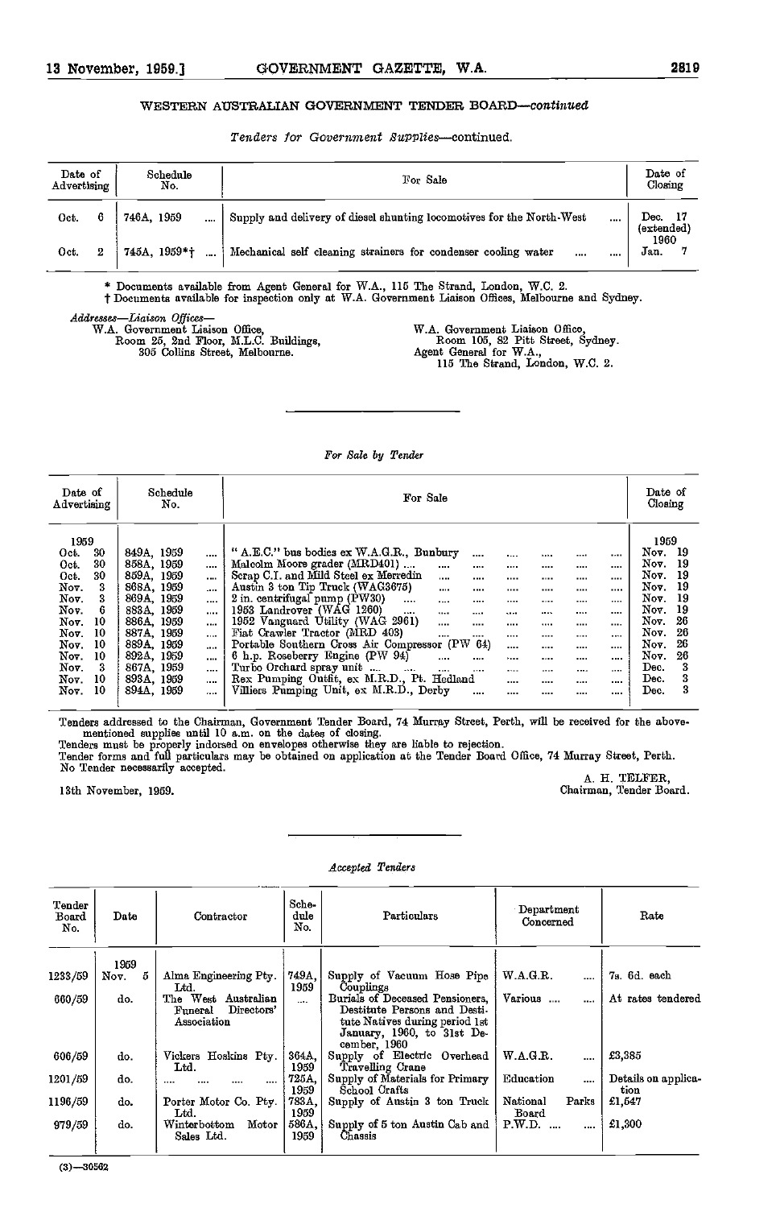## WESTERN AUSTRALIAN GOVERNMENT TENDER BOARD—*continued*

*Tenders for Government Supplies*—continued.

| Date of Advertising | Schedule No. | For Sale | Date of Closing |
|---|---|---|---|
| Oct. 6 | 746A, 1959 | Supply and delivery of diesel shunting locomotives for the North-West | Dec. 17 (extended) |
| Oct. 2 | 745A, 1959*† | Mechanical self cleaning strainers for condenser cooling water | 1960 Jan. 7 |

\* Documents available from Agent General for W.A., 115 The Strand, London, W.C. 2.
† Documents available for inspection only at W.A. Government Liaison Offices, Melbourne and Sydney.

*Addresses—Liaison Offices—*

W.A. Government Liaison Office,
Room 25, 2nd Floor, M.L.C. Buildings,
305 Collins Street, Melbourne.

W.A. Government Liaison Office,
Room 105, 82 Pitt Street, Sydney.
Agent General for W.A.,
115 The Strand, London, W.C. 2.

---

*For Sale by Tender*

| Date of Advertising | Schedule No. | For Sale | Date of Closing |
|---|---|---|---|
| 1959 | | | 1959 |
| Oct. 30 | 849A, 1959 | "A.E.C." bus bodies ex W.A.G.R., Bunbury | Nov. 19 |
| Oct. 30 | 858A, 1959 | Malcolm Moore grader (MRD401) | Nov. 19 |
| Oct. 30 | 859A, 1959 | Scrap C.I. and Mild Steel ex Merredin | Nov. 19 |
| Nov. 3 | 868A, 1959 | Austin 3 ton Tip Truck (WAG3675) | Nov. 19 |
| Nov. 3 | 869A, 1959 | 2 in. centrifugal pump (PW30) | Nov. 19 |
| Nov. 6 | 883A, 1959 | 1953 Landrover (WAG 1260) | Nov. 19 |
| Nov. 10 | 886A, 1959 | 1952 Vanguard Utility (WAG 2961) | Nov. 26 |
| Nov. 10 | 887A, 1959 | Fiat Crawler Tractor (MRD 403) | Nov. 26 |
| Nov. 10 | 889A, 1959 | Portable Southern Cross Air Compressor (PW 64) | Nov. 26 |
| Nov. 10 | 892A, 1959 | 6 h.p. Roseberry Engine (PW 94) | Nov. 26 |
| Nov. 3 | 867A, 1959 | Turbo Orchard spray unit | Dec. 3 |
| Nov. 10 | 893A, 1959 | Rex Pumping Outfit, ex M.R.D., Pt. Hedland | Dec. 3 |
| Nov. 10 | 894A, 1959 | Villiers Pumping Unit, ex M.R.D., Derby | Dec. 3 |

Tenders addressed to the Chairman, Government Tender Board, 74 Murray Street, Perth, will be received for the above-mentioned supplies until 10 a.m. on the dates of closing.
Tenders must be properly indorsed on envelopes otherwise they are liable to rejection.
Tender forms and full particulars may be obtained on application at the Tender Board Office, 74 Murray Street, Perth.
No Tender necessarily accepted.

A. H. TELFER,
Chairman, Tender Board.

13th November, 1959.

---

*Accepted Tenders*

| Tender Board No. | Date | Contractor | Schedule No. | Particulars | Department Concerned | Rate |
|---|---|---|---|---|---|---|
| | 1959 | | | | | |
| 1233/59 | Nov. 5 | Alma Engineering Pty. Ltd. | 749A, 1959 | Supply of Vacuum Hose Pipe Couplings | W.A.G.R. | 7s. 6d. each |
| 660/59 | do. | The West Australian Funeral Directors' Association | .... | Burials of Deceased Pensioners, Destitute Persons and Destitute Natives during period 1st January, 1960, to 31st December, 1960 | Various | At rates tendered |
| 606/59 | do. | Vickers Hoskins Pty. Ltd. | 364A, 1959 | Supply of Electric Overhead Travelling Crane | W.A.G.R. | £3,385 |
| 1201/59 | do. | .... | 725A, 1959 | Supply of Materials for Primary School Crafts | Education | Details on application |
| 1196/59 | do. | Porter Motor Co. Pty. Ltd. | 783A, 1959 | Supply of Austin 3 ton Truck | National Parks Board | £1,547 |
| 979/59 | do. | Winterbottom Motor Sales Ltd. | 586A, 1959 | Supply of 5 ton Austin Cab and Chassis | P.W.D. | £1,300 |

(3)—30562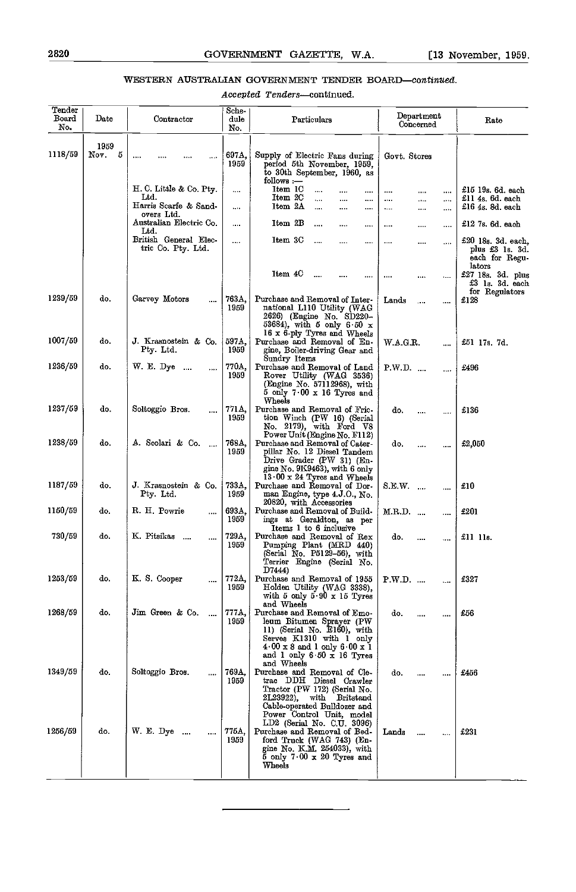## WESTERN AUSTRALIAN GOVERNMENT TENDER BOARD—*continued*.

*Accepted Tenders*—continued.

| Tender Board No. | Date | Contractor | Schedule No. | Particulars | Department Concerned | Rate |
|---|---|---|---|---|---|---|
| 1118/59 | 1959 Nov. 5 | .... .... .... .... | 697A, 1959 | Supply of Electric Fans during period 5th November, 1959, to 30th September, 1960, as follows :— | Govt. Stores | |
| | | H. C. Little & Co. Pty. Ltd. | .... | Item 1C .... .... .... | .... .... .... | £15 19s. 6d. each |
| | | | | Item 2C .... .... .... | .... .... .... | £11 4s. 6d. each |
| | | Harris Scarfe & Sandovers Ltd. | .... | Item 2A .... .... .... | .... .... .... | £16 4s. 8d. each |
| | | Australian Electric Co. Ltd. | .... | Item 2B .... .... .... | .... .... .... | £12 7s. 6d. each |
| | | British General Electric Co. Pty. Ltd. | .... | Item 3C .... .... .... | .... .... .... | £20 18s. 3d. each, plus £3 1s. 3d. each for Regulators |
| | | | | Item 4C .... .... .... | .... .... .... | £27 18s. 3d. plus £3 1s. 3d. each for Regulators |
| 1239/59 | do. | Garvey Motors .... | 763A, 1959 | Purchase and Removal of International L110 Utility (WAG 2626) (Engine No. SD220-53684), with 5 only 6·50 x 16 x 6-ply Tyres and Wheels | Lands .... .... | £128 |
| 1007/59 | do. | J. Krasnostein & Co. Pty. Ltd. | 597A, 1959 | Purchase and Removal of Engine, Boiler-driving Gear and Sundry Items | W.A.G.R. .... | £51 17s. 7d. |
| 1236/59 | do. | W. E. Dye .... .... | 770A, 1959 | Purchase and Removal of Land Rover Utility (WAG 3536) (Engine No. 57112968), with 5 only 7·00 x 16 Tyres and Wheels | P.W.D. .... .... | £496 |
| 1237/59 | do. | Soltoggio Bros. .... | 771A, 1959 | Purchase and Removal of Friction Winch (PW 16) (Serial No. 2179), with Ford V8 Power Unit (Engine No. F112) | do. .... .... | £136 |
| 1238/59 | do. | A. Scolari & Co. .... | 768A, 1959 | Purchase and Removal of Caterpillar No. 12 Diesel Tandem Drive Grader (PW 31) (Engine No. 9K9463), with 6 only 13·00 x 24 Tyres and Wheels | do. .... .... | £2,050 |
| 1187/59 | do. | J. Krasnostein & Co. Pty. Ltd. | 733A, 1959 | Purchase and Removal of Dorman Engine, type 4.J.O., No. 20820, with Accessories | S.E.W. .... .... | £10 |
| 1150/59 | do. | R. H. Powrie .... | 693A, 1959 | Purchase and Removal of Buildings at Geraldton, as per Items 1 to 6 inclusive | M.R.D. .... .... | £201 |
| 730/59 | do. | K. Pitsikas .... .... | 729A, 1959 | Purchase and Removal of Rex Pumping Plant (MRD 440) (Serial No. P5129-56), with Terrier Engine (Serial No. D7444) | do. .... .... | £11 11s. |
| 1253/59 | do. | K. S. Cooper .... | 772A, 1959 | Purchase and Removal of 1955 Holden Utility (WAG 3338), with 5 only 5·90 x 15 Tyres and Wheels | P.W.D. .... .... | £327 |
| 1268/59 | do. | Jim Green & Co. .... | 777A, 1959 | Purchase and Removal of Emoleum Bitumen Sprayer (PW 11) (Serial No. E160), with Serves K1310 with 1 only 4·00 x 8 and 1 only 6·00 x 1 and 1 only 6·50 x 16 Tyres and Wheels | do. .... .... | £56 |
| 1349/59 | do. | Soltoggio Bros. .... | 769A, 1959 | Purchase and Removal of Cletrac DDH Diesel Crawler Tractor (PW 172) (Serial No. 2L23922), with Britstand Cable-operated Bulldozer and Power Control Unit, model LD2 (Serial No. C.U. 3096) | do. .... .... | £456 |
| 1256/59 | do. | W. E. Dye .... .... | 775A, 1959 | Purchase and Removal of Bedford Truck (WAG 743) (Engine No. K.M. 254033), with 5 only 7·00 x 20 Tyres and Wheels | Lands .... .... | £231 |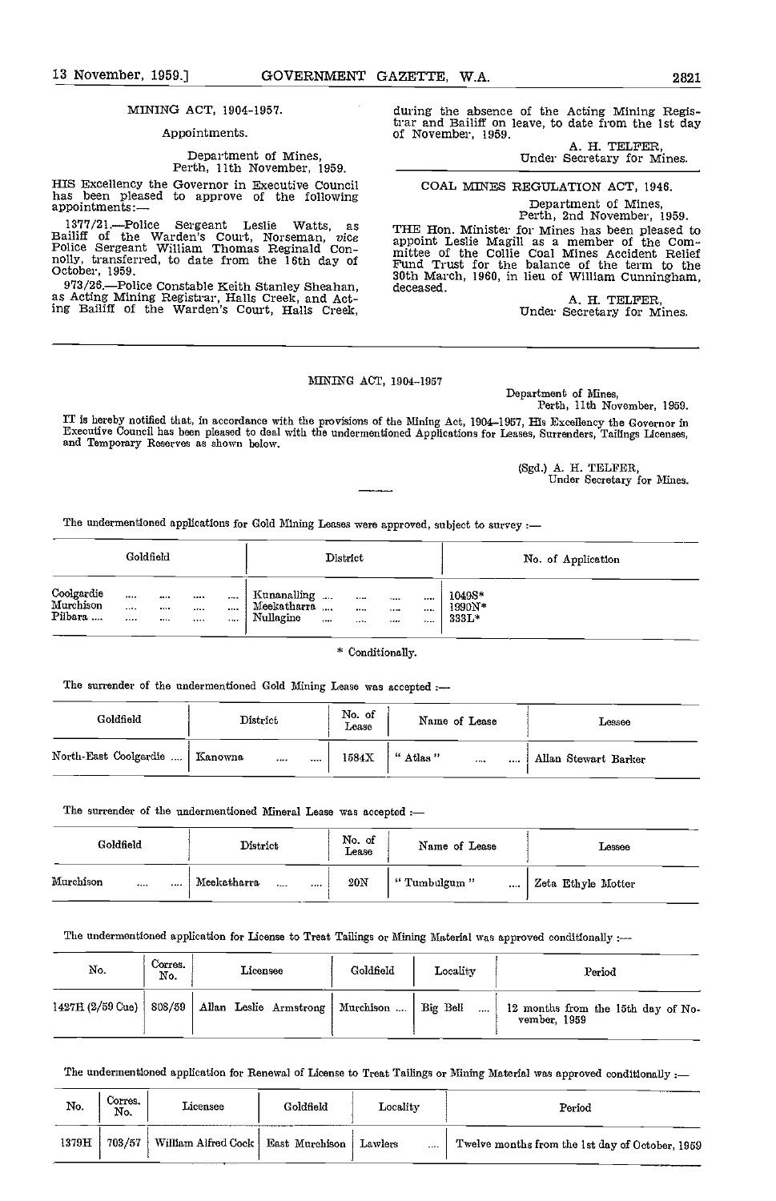## MINING ACT, 1904-1957.

### Appointments.

Department of Mines,
Perth, 11th November, 1959.

HIS Excellency the Governor in Executive Council has been pleased to approve of the following appointments:—

1377/21.—Police Sergeant Leslie Watts, as Bailiff of the Warden's Court, Norseman, *vice* Police Sergeant William Thomas Reginald Connolly, transferred, to date from the 16th day of October, 1959.

973/26.—Police Constable Keith Stanley Sheahan, as Acting Mining Registrar, Halls Creek, and Acting Bailiff of the Warden's Court, Halls Creek, during the absence of the Acting Mining Registrar and Bailiff on leave, to date from the 1st day of November, 1959.

A. H. TELFER,
Under Secretary for Mines.

## COAL MINES REGULATION ACT, 1946.

Department of Mines,
Perth, 2nd November, 1959.

THE Hon. Minister for Mines has been pleased to appoint Leslie Magill as a member of the Committee of the Collie Coal Mines Accident Relief Fund Trust for the balance of the term to the 30th March, 1960, in lieu of William Cunningham, deceased.

A. H. TELFER,
Under Secretary for Mines.

## MINING ACT, 1904-1957

Department of Mines,
Perth, 11th November, 1959.

IT is hereby notified that, in accordance with the provisions of the Mining Act, 1904-1957, His Excellency the Governor in Executive Council has been pleased to deal with the undermentioned Applications for Leases, Surrenders, Tailings Licenses, and Temporary Reserves as shown below.

(Sgd.) A. H. TELFER,
Under Secretary for Mines.

The undermentioned applications for Gold Mining Leases were approved, subject to survey :—

| Goldfield | District | No. of Application |
|---|---|---|
| Coolgardie | Kunanalling | 10498* |
| Murchison | Meekatharra | 1990N* |
| Pilbara | Nullagine | 333L* |

\* Conditionally.

The surrender of the undermentioned Gold Mining Lease was accepted :—

| Goldfield | District | No. of Lease | Name of Lease | Lessee |
|---|---|---|---|---|
| North-East Coolgardie | Kanowna | 1584X | "Atlas" | Allan Stewart Barker |

The surrender of the undermentioned Mineral Lease was accepted :—

| Goldfield | District | No. of Lease | Name of Lease | Lessee |
|---|---|---|---|---|
| Murchison | Meekatharra | 20N | "Tumbulgum" | Zeta Ethyle Motter |

The undermentioned application for License to Treat Tailings or Mining Material was approved conditionally :—

| No. | Corres. No. | Licensee | Goldfield | Locality | Period |
|---|---|---|---|---|---|
| 1427H (2/59 Cue) | 808/59 | Allan Leslie Armstrong | Murchison | Big Bell | 12 months from the 15th day of November, 1959 |

The undermentioned application for Renewal of License to Treat Tailings or Mining Material was approved conditionally :—

| No. | Corres. No. | Licensee | Goldfield | Locality | Period |
|---|---|---|---|---|---|
| 1379H | 703/57 | William Alfred Cock | East Murchison | Lawlers | Twelve months from the 1st day of October, 1959 |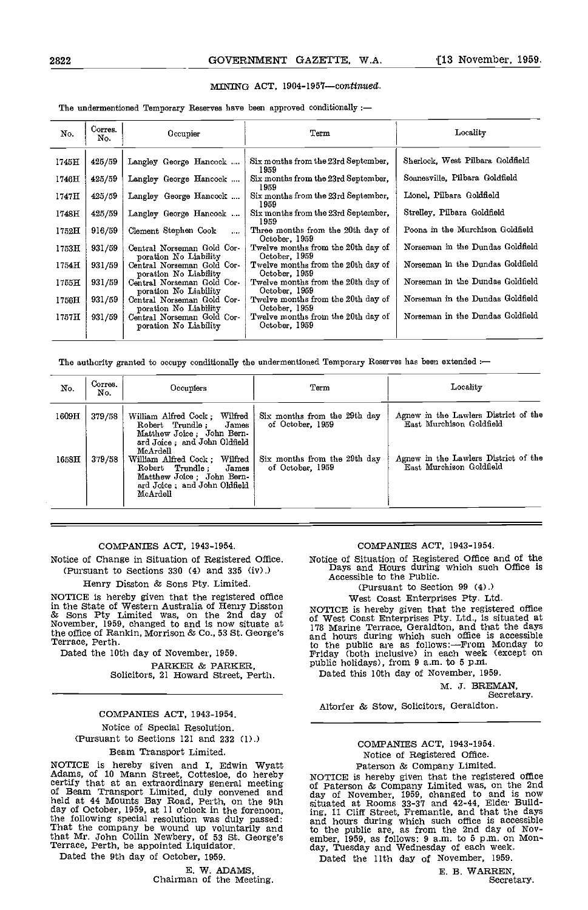MINING ACT, 1904-1957—*continued.*

The undermentioned Temporary Reserves have been approved conditionally :—

| No. | Corres. No. | Occupier | Term | Locality |
|---|---|---|---|---|
| 1745H | 425/59 | Langley George Hancock .... | Six months from the 23rd September, 1959 | Sherlock, West Pilbara Goldfield |
| 1746H | 425/59 | Langley George Hancock .... | Six months from the 23rd September, 1959 | Soanesville, Pilbara Goldfield |
| 1747H | 425/59 | Langley George Hancock .... | Six months from the 23rd September, 1959 | Lionel, Pilbara Goldfield |
| 1748H | 425/59 | Langley George Hancock .... | Six months from the 23rd September, 1959 | Strelley, Pilbara Goldfield |
| 1752H | 916/59 | Clement Stephen Cook .... | Three months from the 20th day of October, 1959 | Poona in the Murchison Goldfield |
| 1753H | 931/59 | Central Norseman Gold Corporation No Liability | Twelve months from the 20th day of October, 1959 | Norseman in the Dundas Goldfield |
| 1754H | 931/59 | Central Norseman Gold Corporation No Liability | Twelve months from the 20th day of October, 1959 | Norseman in the Dundas Goldfield |
| 1755H | 931/59 | Central Norseman Gold Corporation No Liability | Twelve months from the 20th day of October, 1959 | Norseman in the Dundas Goldfield |
| 1756H | 931/59 | Central Norseman Gold Corporation No Liability | Twelve months from the 20th day of October, 1959 | Norseman in the Dundas Goldfield |
| 1757H | 931/59 | Central Norseman Gold Corporation No Liability | Twelve months from the 20th day of October, 1959 | Norseman in the Dundas Goldfield |

The authority granted to occupy conditionally the undermentioned Temporary Reserves has been extended :—

| No. | Corres. No. | Occupiers | Term | Locality |
|---|---|---|---|---|
| 1609H | 379/58 | William Alfred Cock; Wilfred Robert Trundle; James Matthew Joice; John Bernard Joice; and John Oldfield McArdell | Six months from the 29th day of October, 1959 | Agnew in the Lawlers District of the East Murchison Goldfield |
| 1658H | 379/58 | William Alfred Cock; Wilfred Robert Trundle; James Matthew Joice; John Bernard Joice; and John Oldfield McArdell | Six months from the 29th day of October, 1959 | Agnew in the Lawlers District of the East Murchison Goldfield |

---

COMPANIES ACT, 1943-1954.

Notice of Change in Situation of Registered Office.
(Pursuant to Sections 330 (4) and 335 (iv).)

Henry Disston & Sons Pty. Limited.

NOTICE is hereby given that the registered office in the State of Western Australia of Henry Disston & Sons Pty Limited was, on the 2nd day of November, 1959, changed to and is now situate at the office of Rankin, Morrison & Co., 53 St. George's Terrace, Perth.

Dated the 10th day of November, 1959.

PARKER & PARKER,
Solicitors, 21 Howard Street, Perth.

---

COMPANIES ACT, 1943-1954.

Notice of Special Resolution.
(Pursuant to Sections 121 and 232 (1).)

Beam Transport Limited.

NOTICE is hereby given and I, Edwin Wyatt Adams, of 10 Mann Street, Cottesloe, do hereby certify that at an extraordinary general meeting of Beam Transport Limited, duly convened and held at 44 Mounts Bay Road, Perth, on the 9th day of October, 1959, at 11 o'clock in the forenoon, the following special resolution was duly passed: That the company be wound up voluntarily and that Mr. John Collin Newbery, of 53 St. George's Terrace, Perth, be appointed Liquidator.

Dated the 9th day of October, 1959.

E. W. ADAMS,
Chairman of the Meeting.

---

COMPANIES ACT, 1943-1954.

Notice of Situation of Registered Office and of the Days and Hours during which such Office is Accessible to the Public.
(Pursuant to Section 99 (4).)

West Coast Enterprises Pty. Ltd.

NOTICE is hereby given that the registered office of West Coast Enterprises Pty. Ltd., is situated at 178 Marine Terrace, Geraldton, and that the days and hours during which such office is accessible to the public are as follows:—From Monday to Friday (both inclusive) in each week (except on public holidays), from 9 a.m. to 5 p.m.

Dated this 10th day of November, 1959.

M. J. BREMAN,
Secretary.

Altorfer & Stow, Solicitors, Geraldton.

---

COMPANIES ACT, 1943-1954.

Notice of Registered Office.

Paterson & Company Limited.

NOTICE is hereby given that the registered office of Paterson & Company Limited was, on the 2nd day of November, 1959, changed to and is now situated at Rooms 33-37 and 42-44, Elder Building, 11 Cliff Street, Fremantle, and that the days and hours during which such office is accessible to the public are, as from the 2nd day of November, 1959, as follows: 9 a.m. to 5 p.m. on Monday, Tuesday and Wednesday of each week.

Dated the 11th day of November, 1959.

E. B. WARREN,
Secretary.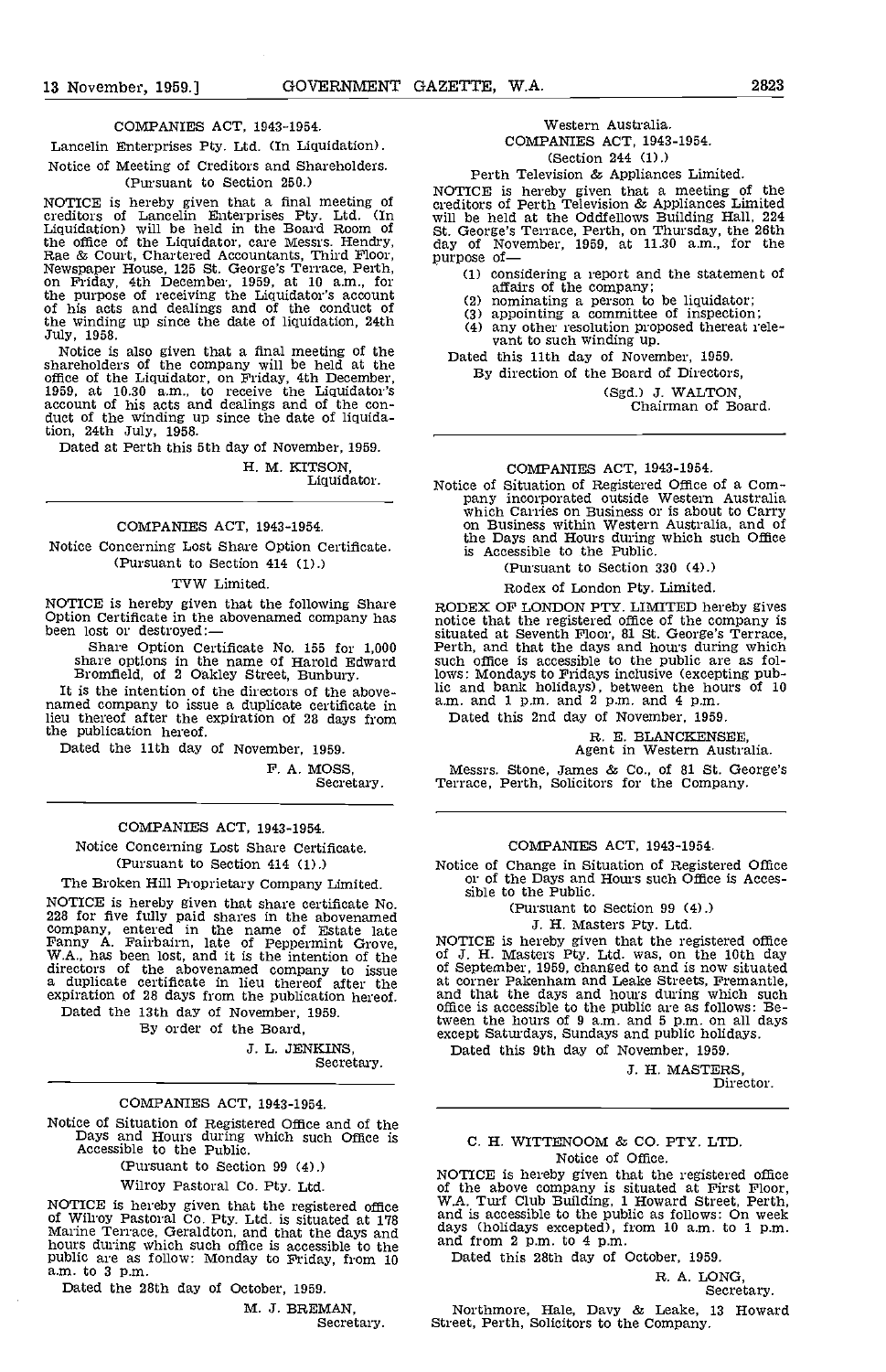COMPANIES ACT, 1943-1954.

Lancelin Enterprises Pty. Ltd. (In Liquidation).

Notice of Meeting of Creditors and Shareholders.

(Pursuant to Section 250.)

NOTICE is hereby given that a final meeting of creditors of Lancelin Enterprises Pty. Ltd. (In Liquidation) will be held in the Board Room of the office of the Liquidator, care Messrs. Hendry, Rae & Court, Chartered Accountants, Third Floor, Newspaper House, 125 St. George's Terrace, Perth, on Friday, 4th December, 1959, at 10 a.m., for the purpose of receiving the Liquidator's account of his acts and dealings and of the conduct of the winding up since the date of liquidation, 24th July, 1958.

Notice is also given that a final meeting of the shareholders of the company will be held at the office of the Liquidator, on Friday, 4th December, 1959, at 10.30 a.m., to receive the Liquidator's account of his acts and dealings and of the conduct of the winding up since the date of liquidation, 24th July, 1958.

Dated at Perth this 5th day of November, 1959.

H. M. KITSON,
Liquidator.

---

COMPANIES ACT, 1943-1954.

Notice Concerning Lost Share Option Certificate.

(Pursuant to Section 414 (1).)

TVW Limited.

NOTICE is hereby given that the following Share Option Certificate in the abovenamed company has been lost or destroyed:—

Share Option Certificate No. 155 for 1,000 share options in the name of Harold Edward Bromfield, of 2 Oakley Street, Bunbury.

It is the intention of the directors of the abovenamed company to issue a duplicate certificate in lieu thereof after the expiration of 28 days from the publication hereof.

Dated the 11th day of November, 1959.

F. A. MOSS,
Secretary.

---

COMPANIES ACT, 1943-1954.

Notice Concerning Lost Share Certificate.

(Pursuant to Section 414 (1).)

The Broken Hill Proprietary Company Limited.

NOTICE is hereby given that share certificate No. 228 for five fully paid shares in the abovenamed company, entered in the name of Estate late Fanny A. Fairbairn, late of Peppermint Grove, W.A., has been lost, and it is the intention of the directors of the abovenamed company to issue a duplicate certificate in lieu thereof after the expiration of 28 days from the publication hereof.

Dated the 13th day of November, 1959.

By order of the Board,

J. L. JENKINS,
Secretary.

---

COMPANIES ACT, 1943-1954.

Notice of Situation of Registered Office and of the Days and Hours during which such Office is Accessible to the Public.

(Pursuant to Section 99 (4).)

Wilroy Pastoral Co. Pty. Ltd.

NOTICE is hereby given that the registered office of Wilroy Pastoral Co. Pty. Ltd. is situated at 178 Marine Terrace, Geraldton, and that the days and hours during which such office is accessible to the public are as follow: Monday to Friday, from 10 a.m. to 3 p.m.

Dated the 28th day of October, 1959.

M. J. BREMAN,
Secretary.

---

Western Australia.

COMPANIES ACT, 1943-1954.

(Section 244 (1).)

Perth Television & Appliances Limited.

NOTICE is hereby given that a meeting of the creditors of Perth Television & Appliances Limited will be held at the Oddfellows Building Hall, 224 St. George's Terrace, Perth, on Thursday, the 26th day of November, 1959, at 11.30 a.m., for the purpose of—

(1) considering a report and the statement of affairs of the company;
(2) nominating a person to be liquidator;
(3) appointing a committee of inspection;
(4) any other resolution proposed thereat relevant to such winding up.

Dated this 11th day of November, 1959.

By direction of the Board of Directors,

(Sgd.) J. WALTON,
Chairman of Board.

---

COMPANIES ACT, 1943-1954.

Notice of Situation of Registered Office of a Company incorporated outside Western Australia which Carries on Business or is about to Carry on Business within Western Australia, and of the Days and Hours during which such Office is Accessible to the Public.

(Pursuant to Section 330 (4).)

Rodex of London Pty. Limited.

RODEX OF LONDON PTY. LIMITED hereby gives notice that the registered office of the company is situated at Seventh Floor, 81 St. George's Terrace, Perth, and that the days and hours during which such office is accessible to the public are as follows: Mondays to Fridays inclusive (excepting public and bank holidays), between the hours of 10 a.m. and 1 p.m. and 2 p.m. and 4 p.m.

Dated this 2nd day of November, 1959.

R. E. BLANCKENSEE,
Agent in Western Australia.

Messrs. Stone, James & Co., of 81 St. George's Terrace, Perth, Solicitors for the Company.

---

COMPANIES ACT, 1943-1954.

Notice of Change in Situation of Registered Office or of the Days and Hours such Office is Accessible to the Public.

(Pursuant to Section 99 (4).)

J. H. Masters Pty. Ltd.

NOTICE is hereby given that the registered office of J. H. Masters Pty. Ltd. was, on the 10th day of September, 1959, changed to and is now situated at corner Pakenham and Leake Streets, Fremantle, and that the days and hours during which such office is accessible to the public are as follows: Between the hours of 9 a.m. and 5 p.m. on all days except Saturdays, Sundays and public holidays.

Dated this 9th day of November, 1959.

J. H. MASTERS,
Director.

---

C. H. WITTENOOM & CO. PTY. LTD.

Notice of Office.

NOTICE is hereby given that the registered office of the above company is situated at First Floor, W.A. Turf Club Building, 1 Howard Street, Perth, and is accessible to the public as follows: On week days (holidays excepted), from 10 a.m. to 1 p.m. and from 2 p.m. to 4 p.m.

Dated this 28th day of October, 1959.

R. A. LONG,
Secretary.

Northmore, Hale, Davy & Leake, 13 Howard Street, Perth, Solicitors to the Company.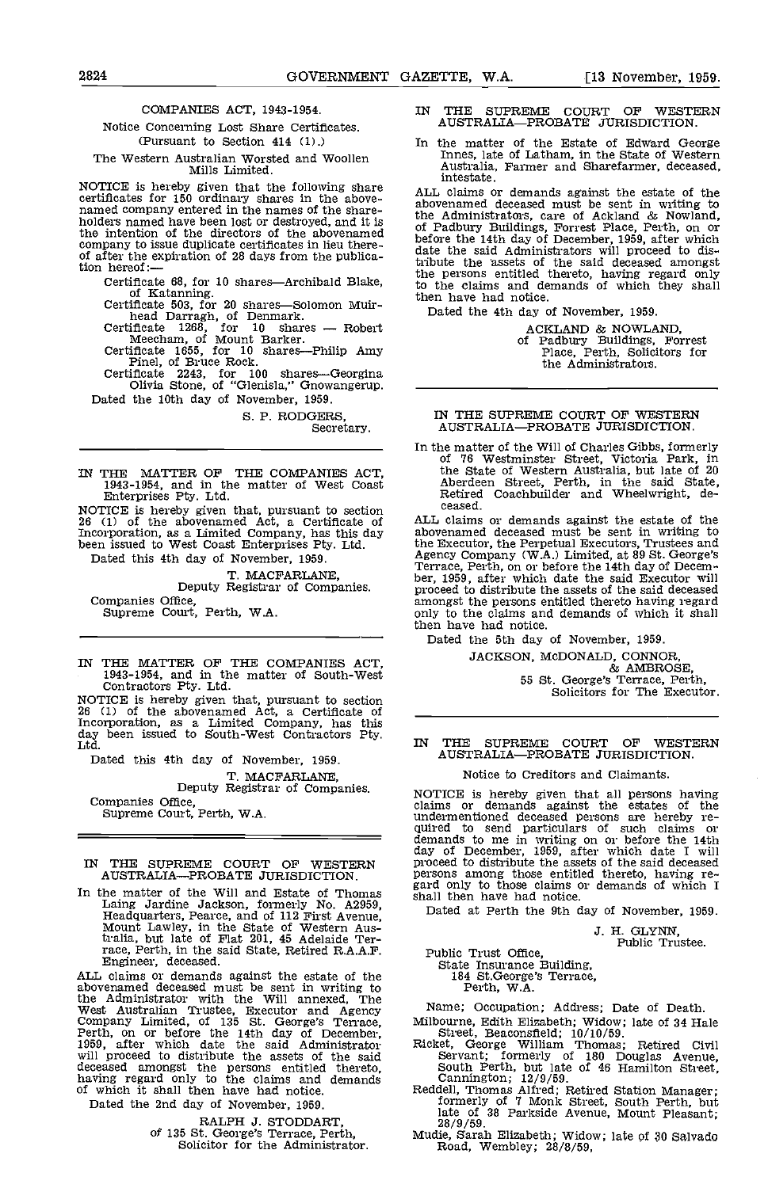COMPANIES ACT, 1943-1954.

Notice Concerning Lost Share Certificates.
(Pursuant to Section 414 (1).)

The Western Australian Worsted and Woollen Mills Limited.

NOTICE is hereby given that the following share certificates for 150 ordinary shares in the abovenamed company entered in the names of the shareholders named have been lost or destroyed, and it is the intention of the directors of the abovenamed company to issue duplicate certificates in lieu thereof after the expiration of 28 days from the publication hereof:—

Certificate 68, for 10 shares—Archibald Blake, of Katanning.
Certificate 503, for 20 shares—Solomon Muirhead Darragh, of Denmark.
Certificate 1268, for 10 shares — Robert Meecham, of Mount Barker.
Certificate 1655, for 10 shares—Philip Amy Pinel, of Bruce Rock.
Certificate 2243, for 100 shares—Georgina Olivia Stone, of "Glenisla," Gnowangerup.

Dated the 10th day of November, 1959.

S. P. RODGERS,
Secretary.

---

IN THE MATTER OF THE COMPANIES ACT, 1943-1954, and in the matter of West Coast Enterprises Pty. Ltd.

NOTICE is hereby given that, pursuant to section 26 (1) of the abovenamed Act, a Certificate of Incorporation, as a Limited Company, has this day been issued to West Coast Enterprises Pty. Ltd.

Dated this 4th day of November, 1959.

T. MACFARLANE,
Deputy Registrar of Companies.

Companies Office,
Supreme Court, Perth, W.A.

---

IN THE MATTER OF THE COMPANIES ACT, 1943-1954, and in the matter of South-West Contractors Pty. Ltd.

NOTICE is hereby given that, pursuant to section 26 (1) of the abovenamed Act, a Certificate of Incorporation, as a Limited Company, has this day been issued to South-West Contractors Pty. Ltd.

Dated this 4th day of November, 1959.

T. MACFARLANE,
Deputy Registrar of Companies.

Companies Office,
Supreme Court, Perth, W.A.

---

IN THE SUPREME COURT OF WESTERN AUSTRALIA—PROBATE JURISDICTION.

In the matter of the Will and Estate of Thomas Laing Jardine Jackson, formerly No. A2959, Headquarters, Pearce, and of 112 First Avenue, Mount Lawley, in the State of Western Australia, but late of Flat 201, 45 Adelaide Terrace, Perth, in the said State, Retired R.A.A.F. Engineer, deceased.

ALL claims or demands against the estate of the abovenamed deceased must be sent in writing to the Administrator with the Will annexed, The West Australian Trustee, Executor and Agency Company Limited, of 135 St. George's Terrace, Perth, on or before the 14th day of December, 1959, after which date the said Administrator will proceed to distribute the assets of the said deceased amongst the persons entitled thereto, having regard only to the claims and demands of which it shall then have had notice.

Dated the 2nd day of November, 1959.

RALPH J. STODDART,
of 135 St. George's Terrace, Perth,
Solicitor for the Administrator.

---

IN THE SUPREME COURT OF WESTERN AUSTRALIA—PROBATE JURISDICTION.

In the matter of the Estate of Edward George Innes, late of Latham, in the State of Western Australia, Farmer and Sharefarmer, deceased, intestate.

ALL claims or demands against the estate of the abovenamed deceased must be sent in writing to the Administrators, care of Ackland & Nowland, of Padbury Buildings, Forrest Place, Perth, on or before the 14th day of December, 1959, after which date the said Administrators will proceed to distribute the assets of the said deceased amongst the persons entitled thereto, having regard only to the claims and demands of which they shall then have had notice.

Dated the 4th day of November, 1959.

ACKLAND & NOWLAND,
of Padbury Buildings, Forrest Place, Perth, Solicitors for the Administrators.

---

IN THE SUPREME COURT OF WESTERN AUSTRALIA—PROBATE JURISDICTION.

In the matter of the Will of Charles Gibbs, formerly of 76 Westminster Street, Victoria Park, in the State of Western Australia, but late of 20 Aberdeen Street, Perth, in the said State, Retired Coachbuilder and Wheelwright, deceased.

ALL claims or demands against the estate of the abovenamed deceased must be sent in writing to the Executor, the Perpetual Executors, Trustees and Agency Company (W.A.) Limited, at 89 St. George's Terrace, Perth, on or before the 14th day of December, 1959, after which date the said Executor will proceed to distribute the assets of the said deceased amongst the persons entitled thereto having regard only to the claims and demands of which it shall then have had notice.

Dated the 5th day of November, 1959.

JACKSON, McDONALD, CONNOR, & AMBROSE,
55 St. George's Terrace, Perth,
Solicitors for The Executor.

---

IN THE SUPREME COURT OF WESTERN AUSTRALIA—PROBATE JURISDICTION.

Notice to Creditors and Claimants.

NOTICE is hereby given that all persons having claims or demands against the estates of the undermentioned deceased persons are hereby required to send particulars of such claims or demands to me in writing on or before the 14th day of December, 1959, after which date I will proceed to distribute the assets of the said deceased persons among those entitled thereto, having regard only to those claims or demands of which I shall then have had notice.

Dated at Perth the 9th day of November, 1959.

J. H. GLYNN,
Public Trustee.

Public Trust Office,
State Insurance Building,
184 St.George's Terrace,
Perth, W.A.

Name; Occupation; Address; Date of Death.

Milbourne, Edith Elizabeth; Widow; late of 34 Hale Street, Beaconsfield; 10/10/59.
Ricket, George William Thomas; Retired Civil Servant; formerly of 180 Douglas Avenue, South Perth, but late of 46 Hamilton Street, Cannington; 12/9/59.
Reddell, Thomas Alfred; Retired Station Manager; formerly of 7 Monk Street, South Perth, but late of 38 Parkside Avenue, Mount Pleasant; 28/9/59.
Mudie, Sarah Elizabeth; Widow; late of 30 Salvado Road, Wembley; 28/8/59,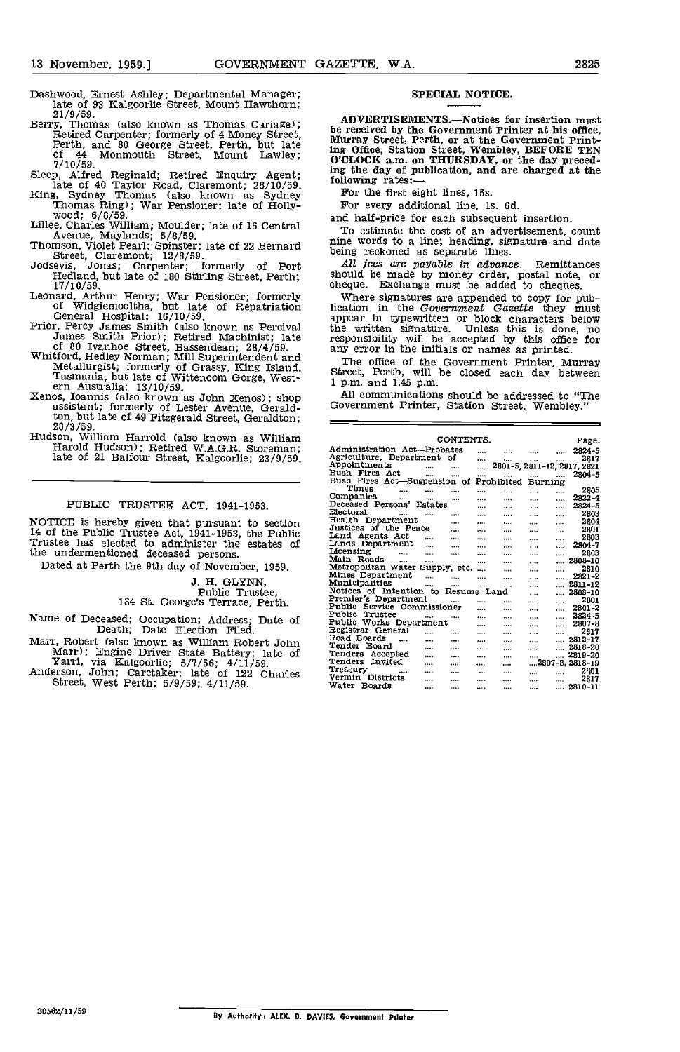Dashwood, Ernest Ashley; Departmental Manager; late of 93 Kalgoorlie Street, Mount Hawthorn; 21/9/59.

Berry, Thomas (also known as Thomas Cariage); Retired Carpenter; formerly of 4 Money Street, Perth, and 80 George Street, Perth, but late of 44 Monmouth Street, Mount Lawley; 7/10/59.

Sleep, Alfred Reginald; Retired Enquiry Agent; late of 40 Taylor Road, Claremont; 26/10/59.

King, Sydney Thomas (also known as Sydney Thomas Ring); War Pensioner; late of Hollywood; 6/8/59.

Lillee, Charles William; Moulder; late of 16 Central Avenue, Maylands; 5/8/59.

Thomson, Violet Pearl; Spinster; late of 22 Bernard Street, Claremont; 12/6/59.

Jodsevis, Jonas; Carpenter; formerly of Port Hedland, but late of 180 Stirling Street, Perth; 17/10/59.

Leonard, Arthur Henry; War Pensioner; formerly of Widgiemooltha, but late of Repatriation General Hospital; 16/10/59.

Prior, Percy James Smith (also known as Percival James Smith Prior); Retired Machinist; late of 80 Ivanhoe Street, Bassendean; 28/4/59.

Whitford, Hedley Norman; Mill Superintendent and Metallurgist; formerly of Grassy, King Island, Tasmania, but late of Wittenoom Gorge, Western Australia; 13/10/59.

Xenos, Ioannis (also known as John Xenos); shop assistant; formerly of Lester Avenue, Geraldton, but late of 49 Fitzgerald Street, Geraldton; 28/3/59.

Hudson, William Harrold (also known as William Harold Hudson); Retired W.A.G.R. Storeman; late of 21 Balfour Street, Kalgoorlie; 23/9/59.

---

## PUBLIC TRUSTEE ACT, 1941-1953.

NOTICE is hereby given that pursuant to section 14 of the Public Trustee Act, 1941-1953, the Public Trustee has elected to administer the estates of the undermentioned deceased persons.

Dated at Perth the 9th day of November, 1959.

J. H. GLYNN,
Public Trustee,
184 St. George's Terrace, Perth.

Name of Deceased; Occupation; Address; Date of Death; Date Election Filed.

Marr, Robert (also known as William Robert John Marr); Engine Driver State Battery; late of Yarri, via Kalgoorlie; 5/7/56; 4/11/59.

Anderson, John; Caretaker; late of 122 Charles Street, West Perth; 5/9/59; 4/11/59.

## SPECIAL NOTICE.

**ADVERTISEMENTS.**—Notices for insertion must be received by the Government Printer at his office, Murray Street, Perth, or at the Government Printing Office, Station Street, Wembley, **BEFORE TEN O'CLOCK** a.m. on **THURSDAY**, or the day preceding the day of publication, and are charged at the following rates:—

For the first eight lines, 15s.

For every additional line, 1s. 6d.

and half-price for each subsequent insertion.

To estimate the cost of an advertisement, count nine words to a line; heading, signature and date being reckoned as separate lines.

*All fees are payable in advance.* Remittances should be made by money order, postal note, or cheque. Exchange must be added to cheques.

Where signatures are appended to copy for publication in the *Government Gazette* they must appear in typewritten or block characters below the written signature. Unless this is done, no responsibility will be accepted by this office for any error in the initials or names as printed.

The office of the Government Printer, Murray Street, Perth, will be closed each day between 1 p.m. and 1.45 p.m.

All communications should be addressed to "The Government Printer, Station Street, Wembley."

---

## CONTENTS.

| | Page. |
|---|---|
| Administration Act—Probates | 2824-5 |
| Agriculture, Department of | 2817 |
| Appointments | 2801-5, 2811-12, 2817, 2821 |
| Bush Fires Act | 2804-5 |
| Bush Fires Act—Suspension of Prohibited Burning Times | 2805 |
| Companies | 2822-4 |
| Deceased Persons' Estates | 2824-5 |
| Electoral | 2803 |
| Health Department | 2804 |
| Justices of the Peace | 2801 |
| Land Agents Act | 2803 |
| Lands Department | 2804-7 |
| Licensing | 2803 |
| Main Roads | 2808-10 |
| Metropolitan Water Supply, etc. | 2810 |
| Mines Department | 2821-2 |
| Municipalities | 2811-12 |
| Notices of Intention to Resume Land | 2808-10 |
| Premier's Department | 2801 |
| Public Service Commissioner | 2801-2 |
| Public Trustee | 2824-5 |
| Public Works Department | 2807-8 |
| Registrar General | 2817 |
| Road Boards | 2812-17 |
| Tender Board | 2818-20 |
| Tenders Accepted | 2819-20 |
| Tenders Invited | 2807-8, 2818-19 |
| Treasury | 2801 |
| Vermin Districts | 2817 |
| Water Boards | 2810-11 |

30562/11/59

By Authority: ALEX. B. DAVIES, Government Printer